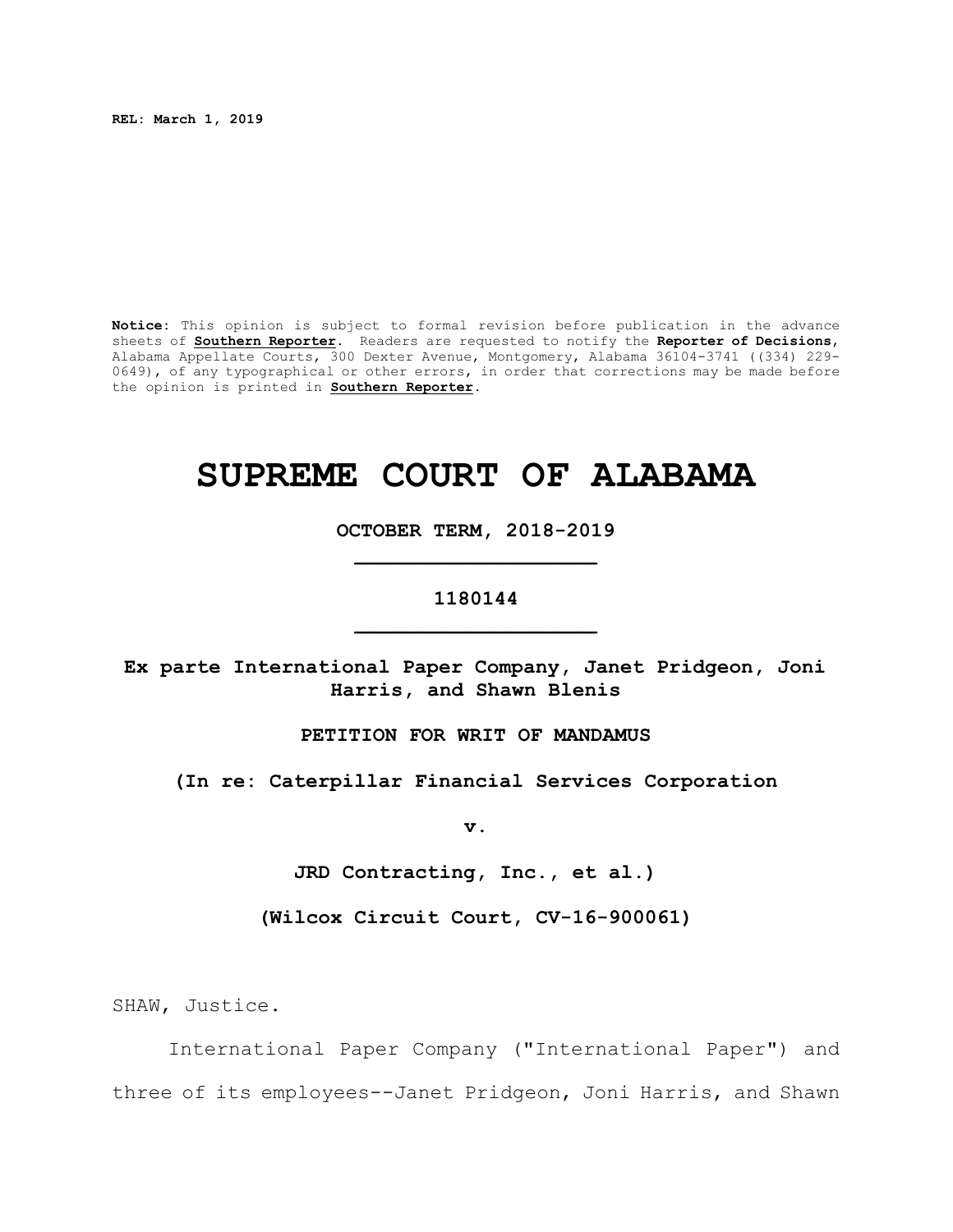**REL: March 1, 2019**

**Notice:** This opinion is subject to formal revision before publication in the advance sheets of **Southern Reporter**. Readers are requested to notify the **Reporter of Decisions**, Alabama Appellate Courts, 300 Dexter Avenue, Montgomery, Alabama 36104-3741 ((334) 229-0649), of any typographical or other errors, in order that corrections may be made before the opinion is printed in **Southern Reporter**.

# SUPREME COURT OF ALABAMA

**OCTOBER TERM, 2018-2019**

**1180144**

**Ex parte International Paper Company, Janet Pridgeon, Joni Harris, and Shawn Blenis**

**PETITION FOR WRIT OF MANDAMUS**

**(In re: Caterpillar Financial Services Corporation**

**v.**

**JRD Contracting, Inc., et al.)**

**(Wilcox Circuit Court, CV-16-900061)**

SHAW, Justice.

International Paper Company ("International Paper") and three of its employees--Janet Pridgeon, Joni Harris, and Shawn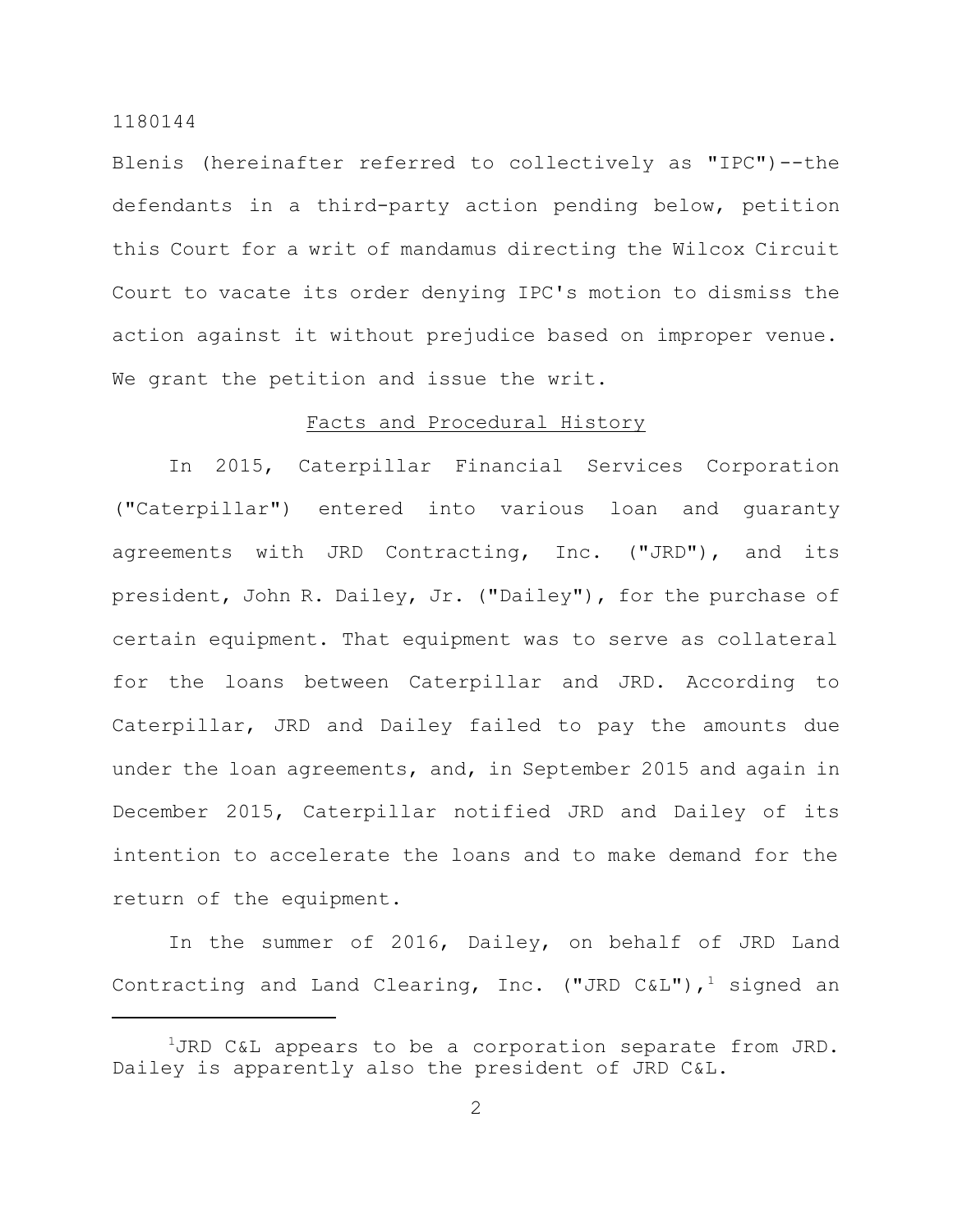Blenis (hereinafter referred to collectively as "IPC")--the defendants in a third-party action pending below, petition this Court for a writ of mandamus directing the Wilcox Circuit Court to vacate its order denying IPC's motion to dismiss the action against it without prejudice based on improper venue. We grant the petition and issue the writ.

## Facts and Procedural History

In 2015, Caterpillar Financial Services Corporation ("Caterpillar") entered into various loan and guaranty agreements with JRD Contracting, Inc. ("JRD"), and its president, John R. Dailey, Jr. ("Dailey"), for the purchase of certain equipment. That equipment was to serve as collateral for the loans between Caterpillar and JRD. According to Caterpillar, JRD and Dailey failed to pay the amounts due under the loan agreements, and, in September 2015 and again in December 2015, Caterpillar notified JRD and Dailey of its intention to accelerate the loans and to make demand for the return of the equipment.

In the summer of 2016, Dailey, on behalf of JRD Land Contracting and Land Clearing, Inc. ("JRD C&L"),[1] signed an

[1] JRD C&L appears to be a corporation separate from JRD. Dailey is apparently also the president of JRD C&L.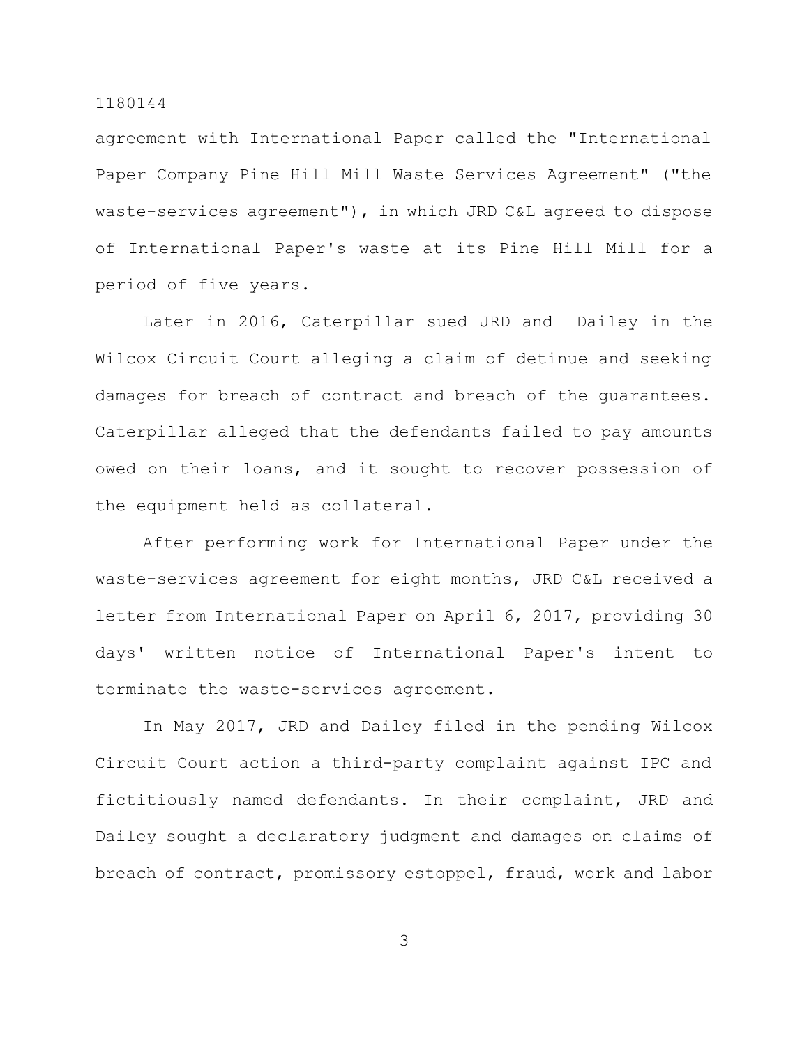agreement with International Paper called the "International Paper Company Pine Hill Mill Waste Services Agreement" ("the waste-services agreement"), in which JRD C&L agreed to dispose of International Paper's waste at its Pine Hill Mill for a period of five years.

Later in 2016, Caterpillar sued JRD and Dailey in the Wilcox Circuit Court alleging a claim of detinue and seeking damages for breach of contract and breach of the guarantees. Caterpillar alleged that the defendants failed to pay amounts owed on their loans, and it sought to recover possession of the equipment held as collateral.

After performing work for International Paper under the waste-services agreement for eight months, JRD C&L received a letter from International Paper on April 6, 2017, providing 30 days' written notice of International Paper's intent to terminate the waste-services agreement.

In May 2017, JRD and Dailey filed in the pending Wilcox Circuit Court action a third-party complaint against IPC and fictitiously named defendants. In their complaint, JRD and Dailey sought a declaratory judgment and damages on claims of breach of contract, promissory estoppel, fraud, work and labor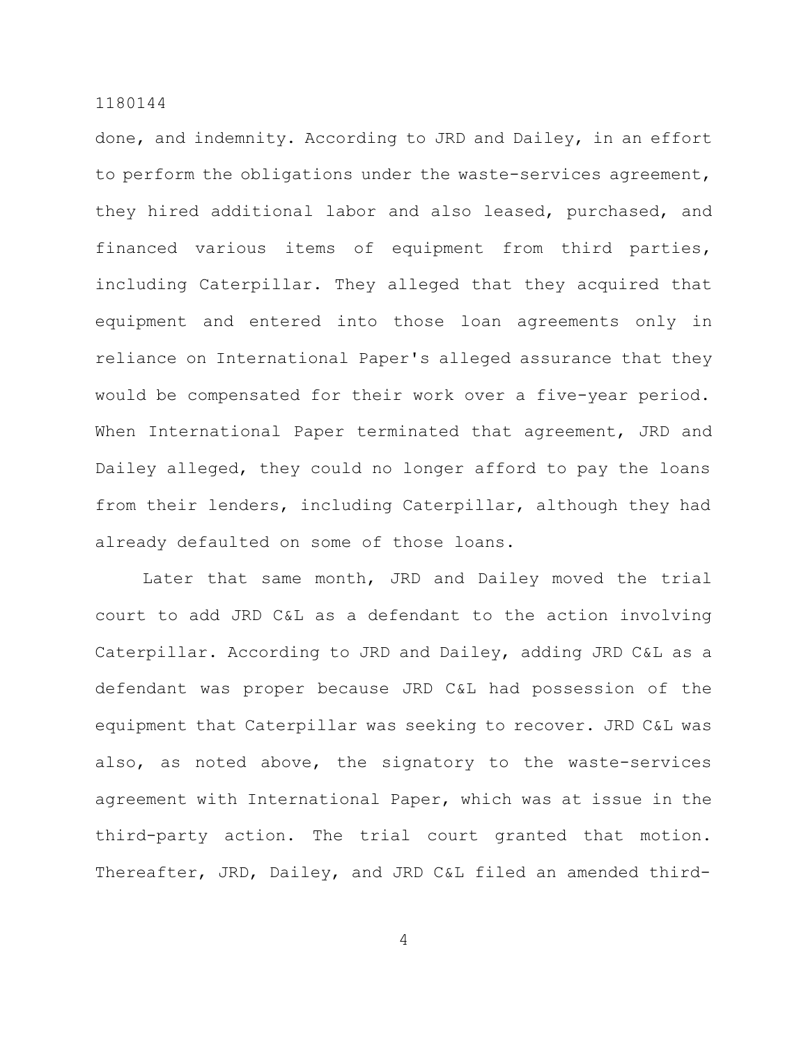done, and indemnity. According to JRD and Dailey, in an effort to perform the obligations under the waste-services agreement, they hired additional labor and also leased, purchased, and financed various items of equipment from third parties, including Caterpillar. They alleged that they acquired that equipment and entered into those loan agreements only in reliance on International Paper's alleged assurance that they would be compensated for their work over a five-year period. When International Paper terminated that agreement, JRD and Dailey alleged, they could no longer afford to pay the loans from their lenders, including Caterpillar, although they had already defaulted on some of those loans.

Later that same month, JRD and Dailey moved the trial court to add JRD C&L as a defendant to the action involving Caterpillar. According to JRD and Dailey, adding JRD C&L as a defendant was proper because JRD C&L had possession of the equipment that Caterpillar was seeking to recover. JRD C&L was also, as noted above, the signatory to the waste-services agreement with International Paper, which was at issue in the third-party action. The trial court granted that motion. Thereafter, JRD, Dailey, and JRD C&L filed an amended third-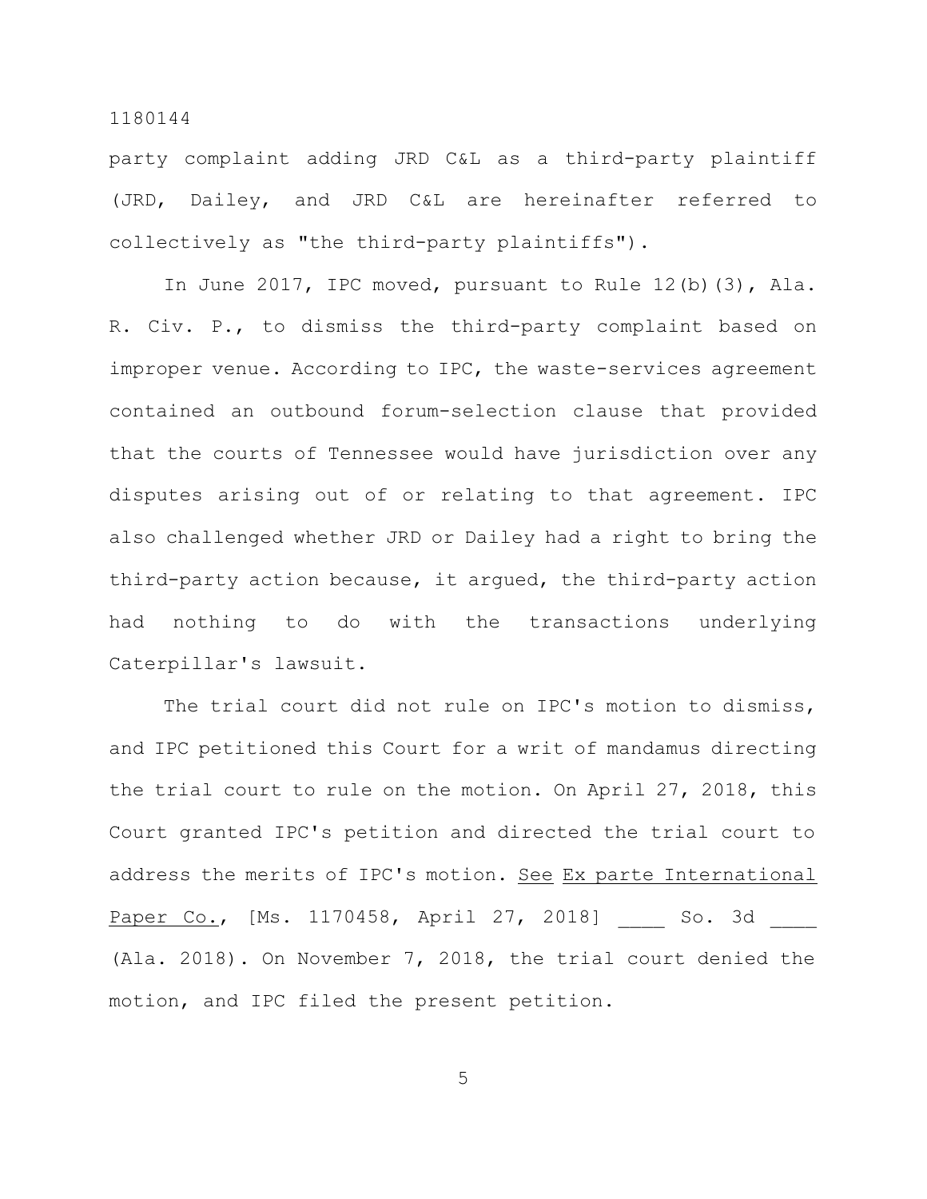party complaint adding JRD C&L as a third-party plaintiff (JRD, Dailey, and JRD C&L are hereinafter referred to collectively as "the third-party plaintiffs").

In June 2017, IPC moved, pursuant to Rule 12(b)(3), Ala. R. Civ. P., to dismiss the third-party complaint based on improper venue. According to IPC, the waste-services agreement contained an outbound forum-selection clause that provided that the courts of Tennessee would have jurisdiction over any disputes arising out of or relating to that agreement. IPC also challenged whether JRD or Dailey had a right to bring the third-party action because, it argued, the third-party action had nothing to do with the transactions underlying Caterpillar's lawsuit.

The trial court did not rule on IPC's motion to dismiss, and IPC petitioned this Court for a writ of mandamus directing the trial court to rule on the motion. On April 27, 2018, this Court granted IPC's petition and directed the trial court to address the merits of IPC's motion. See Ex parte International Paper Co., [Ms. 1170458, April 27, 2018] ____ So. 3d ____ (Ala. 2018). On November 7, 2018, the trial court denied the motion, and IPC filed the present petition.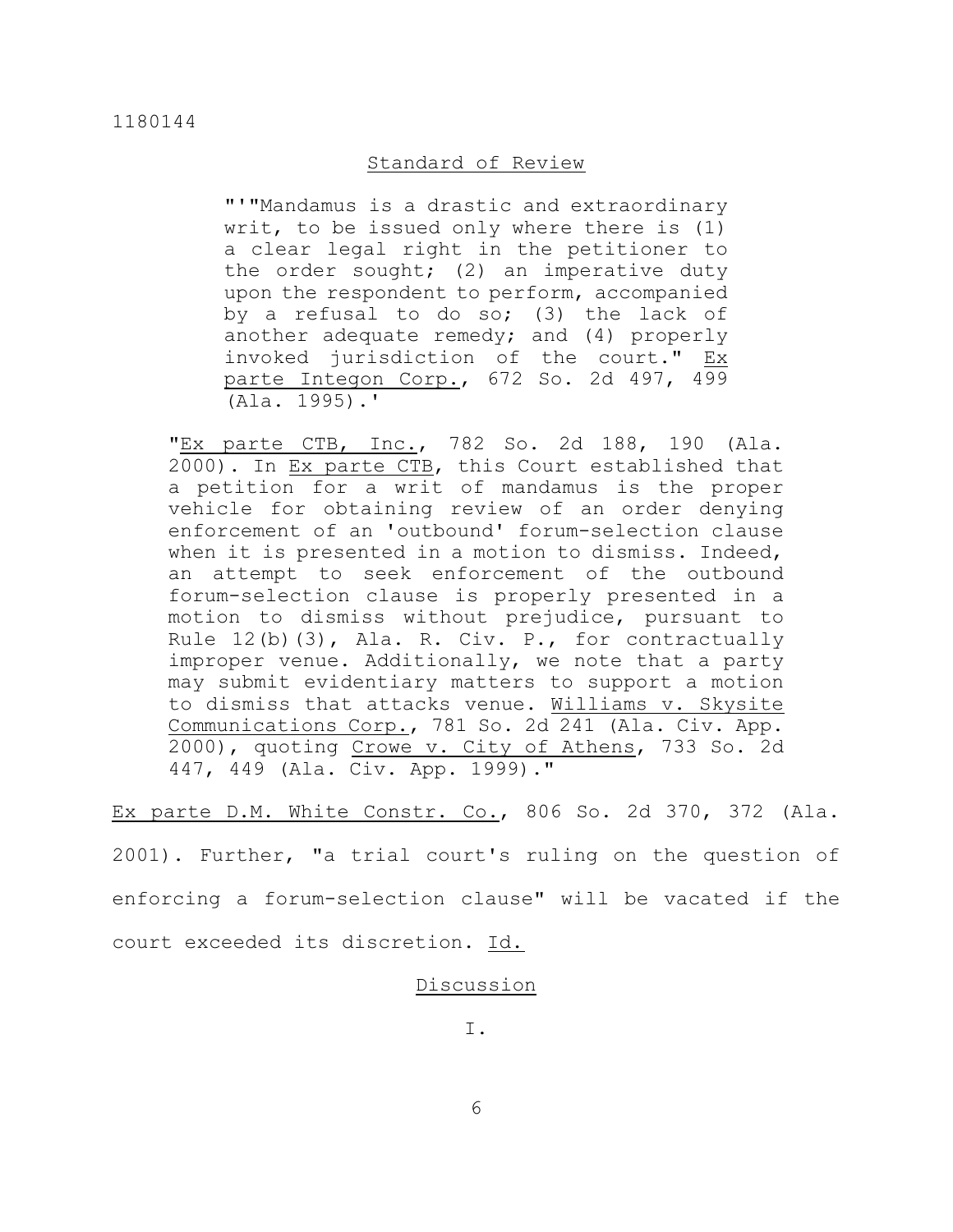## Standard of Review

> "'"Mandamus is a drastic and extraordinary writ, to be issued only where there is (1) a clear legal right in the petitioner to the order sought; (2) an imperative duty upon the respondent to perform, accompanied by a refusal to do so; (3) the lack of another adequate remedy; and (4) properly invoked jurisdiction of the court." Ex parte Integon Corp., 672 So. 2d 497, 499 (Ala. 1995).'
>
> "Ex parte CTB, Inc., 782 So. 2d 188, 190 (Ala. 2000). In Ex parte CTB, this Court established that a petition for a writ of mandamus is the proper vehicle for obtaining review of an order denying enforcement of an 'outbound' forum-selection clause when it is presented in a motion to dismiss. Indeed, an attempt to seek enforcement of the outbound forum-selection clause is properly presented in a motion to dismiss without prejudice, pursuant to Rule 12(b)(3), Ala. R. Civ. P., for contractually improper venue. Additionally, we note that a party may submit evidentiary matters to support a motion to dismiss that attacks venue. Williams v. Skysite Communications Corp., 781 So. 2d 241 (Ala. Civ. App. 2000), quoting Crowe v. City of Athens, 733 So. 2d 447, 449 (Ala. Civ. App. 1999)."

Ex parte D.M. White Constr. Co., 806 So. 2d 370, 372 (Ala. 2001). Further, "a trial court's ruling on the question of enforcing a forum-selection clause" will be vacated if the court exceeded its discretion. Id.

## Discussion

### I.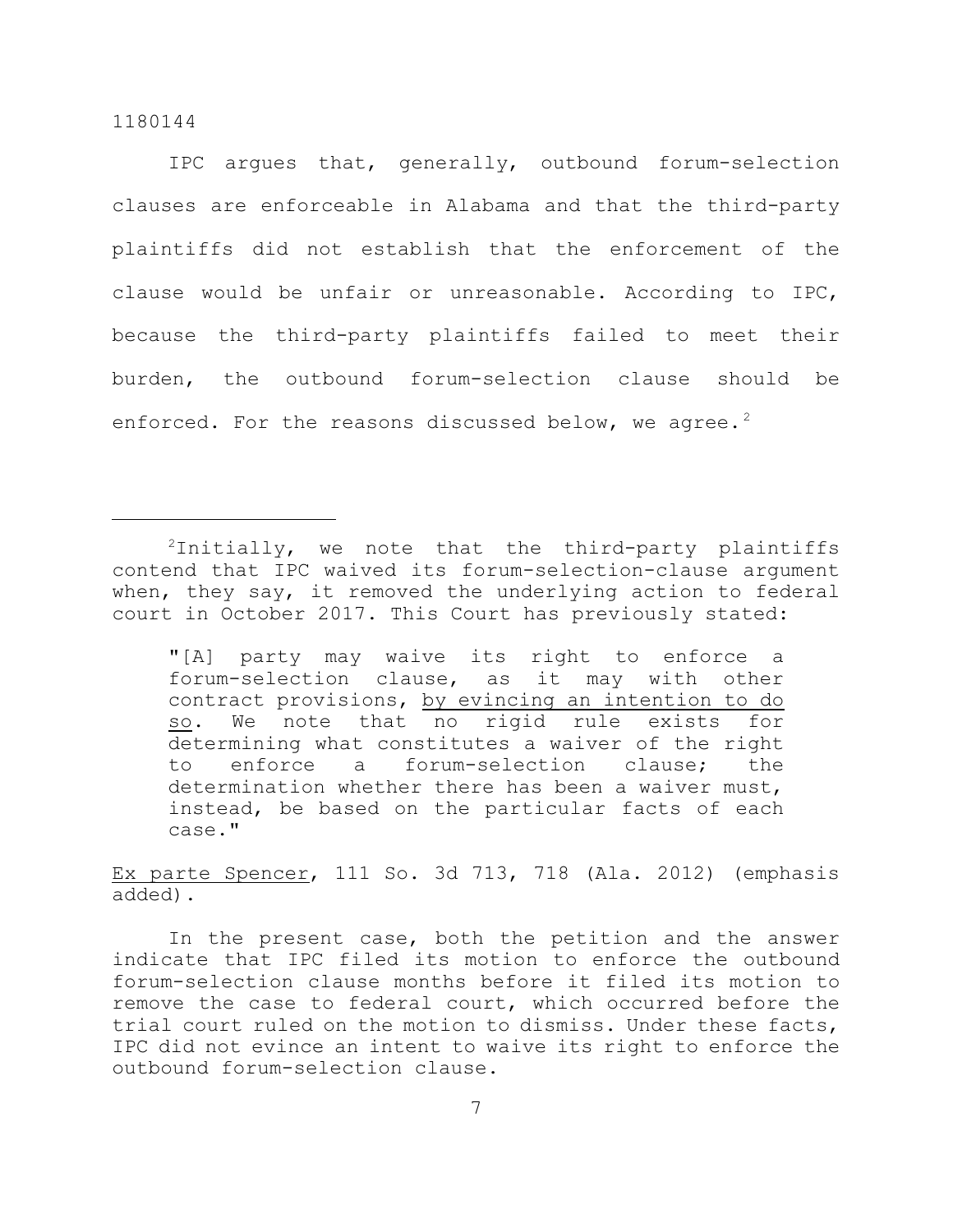IPC argues that, generally, outbound forum-selection clauses are enforceable in Alabama and that the third-party plaintiffs did not establish that the enforcement of the clause would be unfair or unreasonable. According to IPC, because the third-party plaintiffs failed to meet their burden, the outbound forum-selection clause should be enforced. For the reasons discussed below, we agree.[2]

---

[2]Initially, we note that the third-party plaintiffs contend that IPC waived its forum-selection-clause argument when, they say, it removed the underlying action to federal court in October 2017. This Court has previously stated:

> "[A] party may waive its right to enforce a forum-selection clause, as it may with other contract provisions, <u>by evincing an intention to do so</u>. We note that no rigid rule exists for determining what constitutes a waiver of the right to enforce a forum-selection clause; the determination whether there has been a waiver must, instead, be based on the particular facts of each case."

<u>Ex parte Spencer</u>, 111 So. 3d 713, 718 (Ala. 2012) (emphasis added).

In the present case, both the petition and the answer indicate that IPC filed its motion to enforce the outbound forum-selection clause months before it filed its motion to remove the case to federal court, which occurred before the trial court ruled on the motion to dismiss. Under these facts, IPC did not evince an intent to waive its right to enforce the outbound forum-selection clause.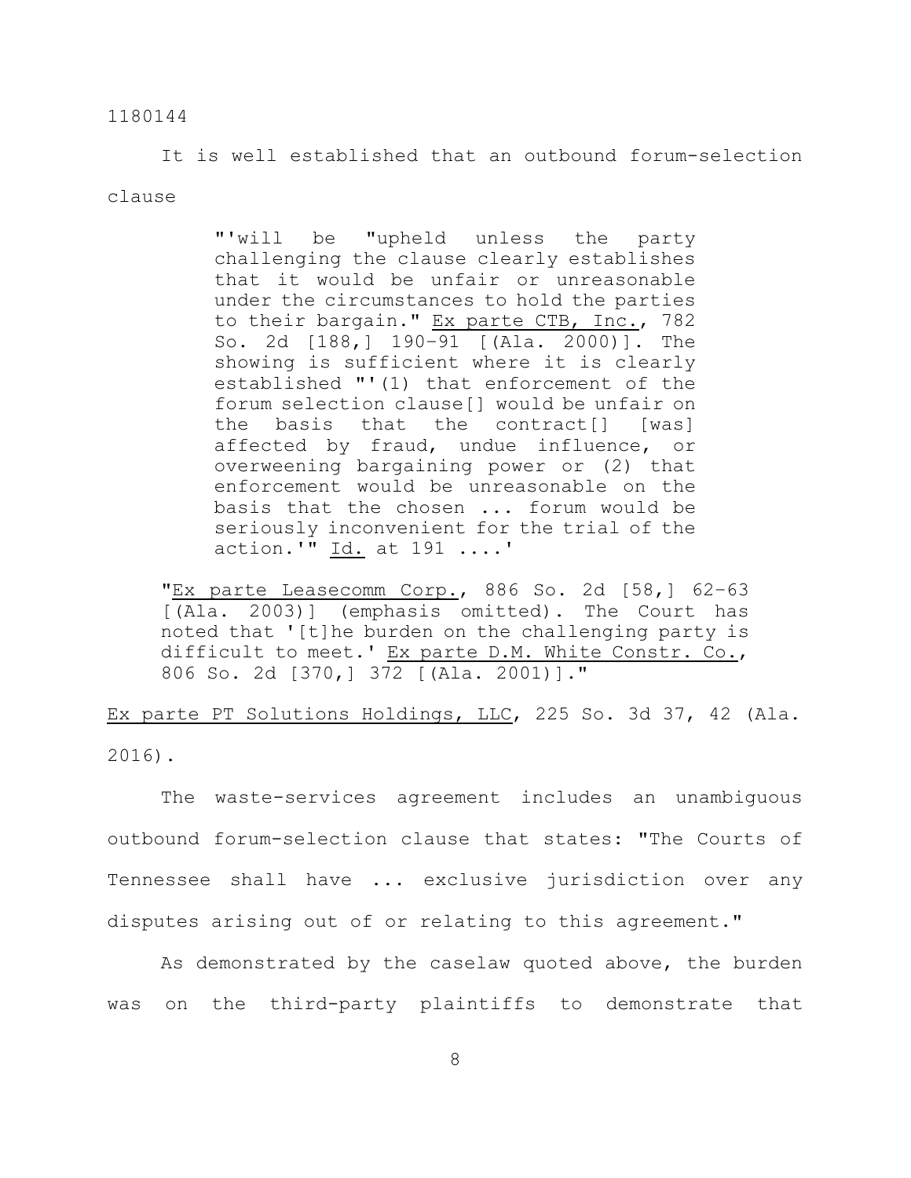It is well established that an outbound forum-selection clause

> "'will be "upheld unless the party challenging the clause clearly establishes that it would be unfair or unreasonable under the circumstances to hold the parties to their bargain." Ex parte CTB, Inc., 782 So. 2d [188,] 190–91 [(Ala. 2000)]. The showing is sufficient where it is clearly established "'(1) that enforcement of the forum selection clause[] would be unfair on the basis that the contract[] [was] affected by fraud, undue influence, or overweening bargaining power or (2) that enforcement would be unreasonable on the basis that the chosen ... forum would be seriously inconvenient for the trial of the action.'" Id. at 191 ....'
>
> "Ex parte Leasecomm Corp., 886 So. 2d [58,] 62–63 [(Ala. 2003)] (emphasis omitted). The Court has noted that '[t]he burden on the challenging party is difficult to meet.' Ex parte D.M. White Constr. Co., 806 So. 2d [370,] 372 [(Ala. 2001)]."

Ex parte PT Solutions Holdings, LLC, 225 So. 3d 37, 42 (Ala. 2016).

The waste-services agreement includes an unambiguous outbound forum-selection clause that states: "The Courts of Tennessee shall have ... exclusive jurisdiction over any disputes arising out of or relating to this agreement."

As demonstrated by the caselaw quoted above, the burden was on the third-party plaintiffs to demonstrate that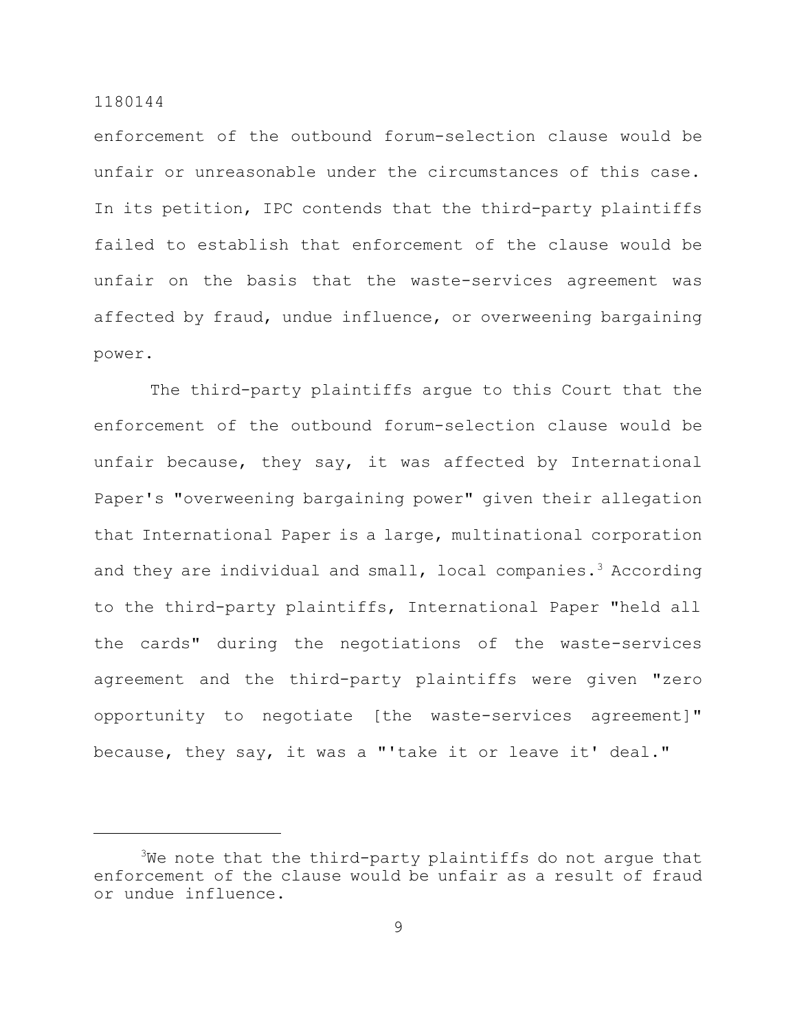enforcement of the outbound forum-selection clause would be unfair or unreasonable under the circumstances of this case. In its petition, IPC contends that the third-party plaintiffs failed to establish that enforcement of the clause would be unfair on the basis that the waste-services agreement was affected by fraud, undue influence, or overweening bargaining power.

The third-party plaintiffs argue to this Court that the enforcement of the outbound forum-selection clause would be unfair because, they say, it was affected by International Paper's "overweening bargaining power" given their allegation that International Paper is a large, multinational corporation and they are individual and small, local companies.[3] According to the third-party plaintiffs, International Paper "held all the cards" during the negotiations of the waste-services agreement and the third-party plaintiffs were given "zero opportunity to negotiate [the waste-services agreement]" because, they say, it was a "'take it or leave it' deal."

---

[3]We note that the third-party plaintiffs do not argue that enforcement of the clause would be unfair as a result of fraud or undue influence.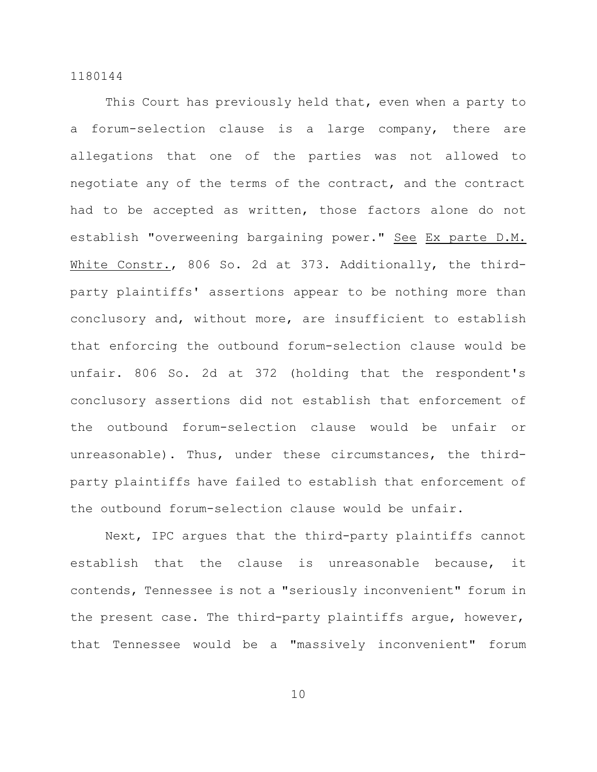This Court has previously held that, even when a party to a forum-selection clause is a large company, there are allegations that one of the parties was not allowed to negotiate any of the terms of the contract, and the contract had to be accepted as written, those factors alone do not establish "overweening bargaining power." See Ex parte D.M. White Constr., 806 So. 2d at 373. Additionally, the third-party plaintiffs' assertions appear to be nothing more than conclusory and, without more, are insufficient to establish that enforcing the outbound forum-selection clause would be unfair. 806 So. 2d at 372 (holding that the respondent's conclusory assertions did not establish that enforcement of the outbound forum-selection clause would be unfair or unreasonable). Thus, under these circumstances, the third-party plaintiffs have failed to establish that enforcement of the outbound forum-selection clause would be unfair.

Next, IPC argues that the third-party plaintiffs cannot establish that the clause is unreasonable because, it contends, Tennessee is not a "seriously inconvenient" forum in the present case. The third-party plaintiffs argue, however, that Tennessee would be a "massively inconvenient" forum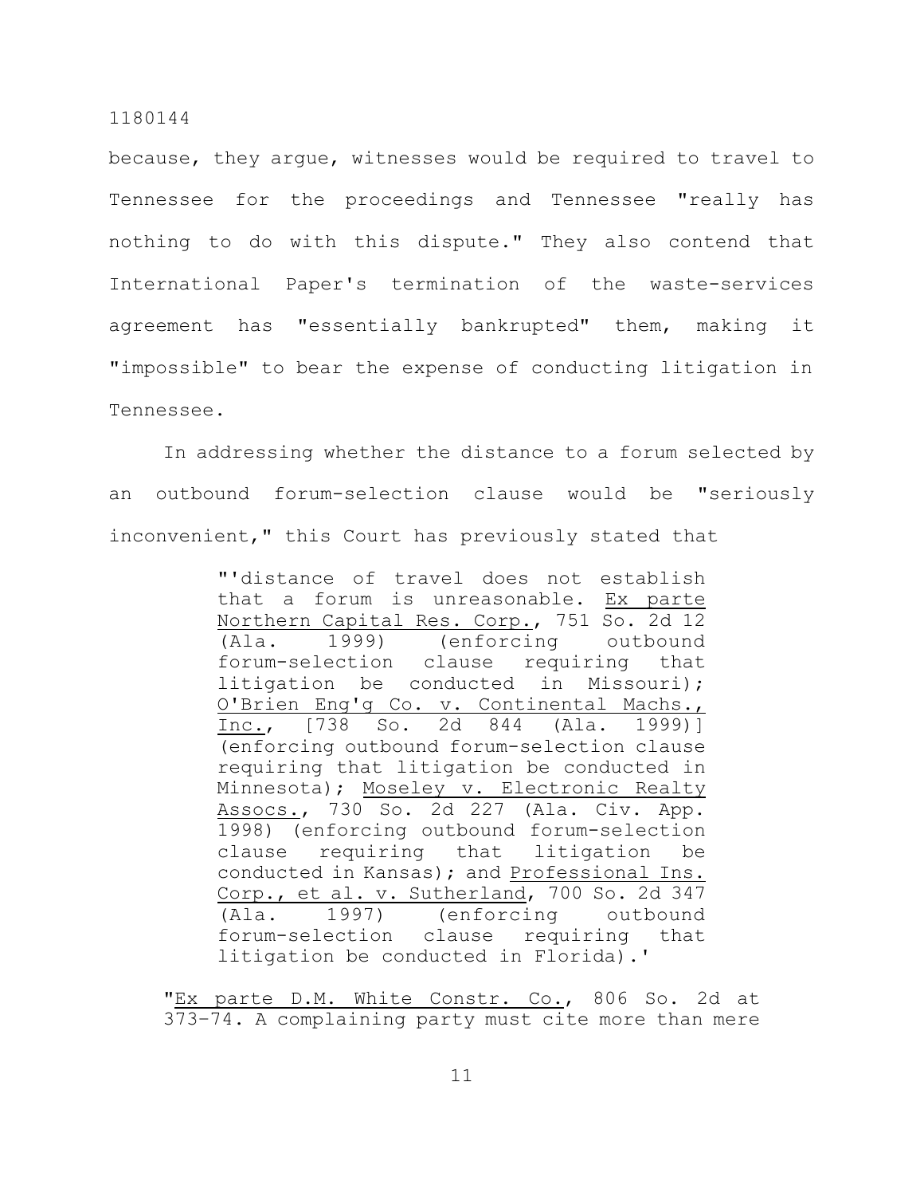because, they argue, witnesses would be required to travel to Tennessee for the proceedings and Tennessee "really has nothing to do with this dispute." They also contend that International Paper's termination of the waste-services agreement has "essentially bankrupted" them, making it "impossible" to bear the expense of conducting litigation in Tennessee.

In addressing whether the distance to a forum selected by an outbound forum-selection clause would be "seriously inconvenient," this Court has previously stated that

> "'distance of travel does not establish that a forum is unreasonable. Ex parte Northern Capital Res. Corp., 751 So. 2d 12 (Ala. 1999) (enforcing outbound forum-selection clause requiring that litigation be conducted in Missouri); O'Brien Eng'g Co. v. Continental Machs., Inc., [738 So. 2d 844 (Ala. 1999)] (enforcing outbound forum-selection clause requiring that litigation be conducted in Minnesota); Moseley v. Electronic Realty Assocs., 730 So. 2d 227 (Ala. Civ. App. 1998) (enforcing outbound forum-selection clause requiring that litigation be conducted in Kansas); and Professional Ins. Corp., et al. v. Sutherland, 700 So. 2d 347 (Ala. 1997) (enforcing outbound forum-selection clause requiring that litigation be conducted in Florida).'
>
> "Ex parte D.M. White Constr. Co., 806 So. 2d at 373–74. A complaining party must cite more than mere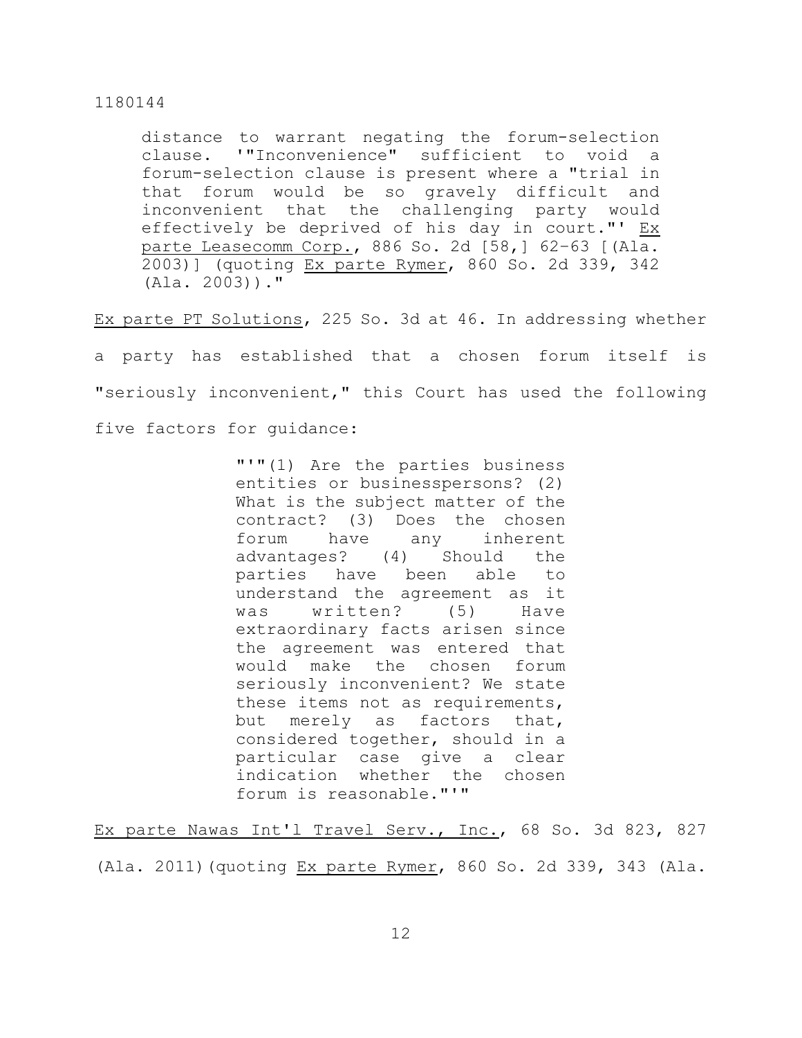> distance to warrant negating the forum-selection clause. '"Inconvenience" sufficient to void a forum-selection clause is present where a "trial in that forum would be so gravely difficult and inconvenient that the challenging party would effectively be deprived of his day in court."' _Ex parte Leasecomm Corp._, 886 So. 2d [58,] 62-63 [(Ala. 2003)] (quoting _Ex parte Rymer_, 860 So. 2d 339, 342 (Ala. 2003))."

_Ex parte PT Solutions_, 225 So. 3d at 46. In addressing whether a party has established that a chosen forum itself is "seriously inconvenient," this Court has used the following five factors for guidance:

> "'"(1) Are the parties business entities or businesspersons? (2) What is the subject matter of the contract? (3) Does the chosen forum have any inherent advantages? (4) Should the parties have been able to understand the agreement as it was written? (5) Have extraordinary facts arisen since the agreement was entered that would make the chosen forum seriously inconvenient? We state these items not as requirements, but merely as factors that, considered together, should in a particular case give a clear indication whether the chosen forum is reasonable."'"

_Ex parte Nawas Int'l Travel Serv., Inc._, 68 So. 3d 823, 827 (Ala. 2011)(quoting _Ex parte Rymer_, 860 So. 2d 339, 343 (Ala.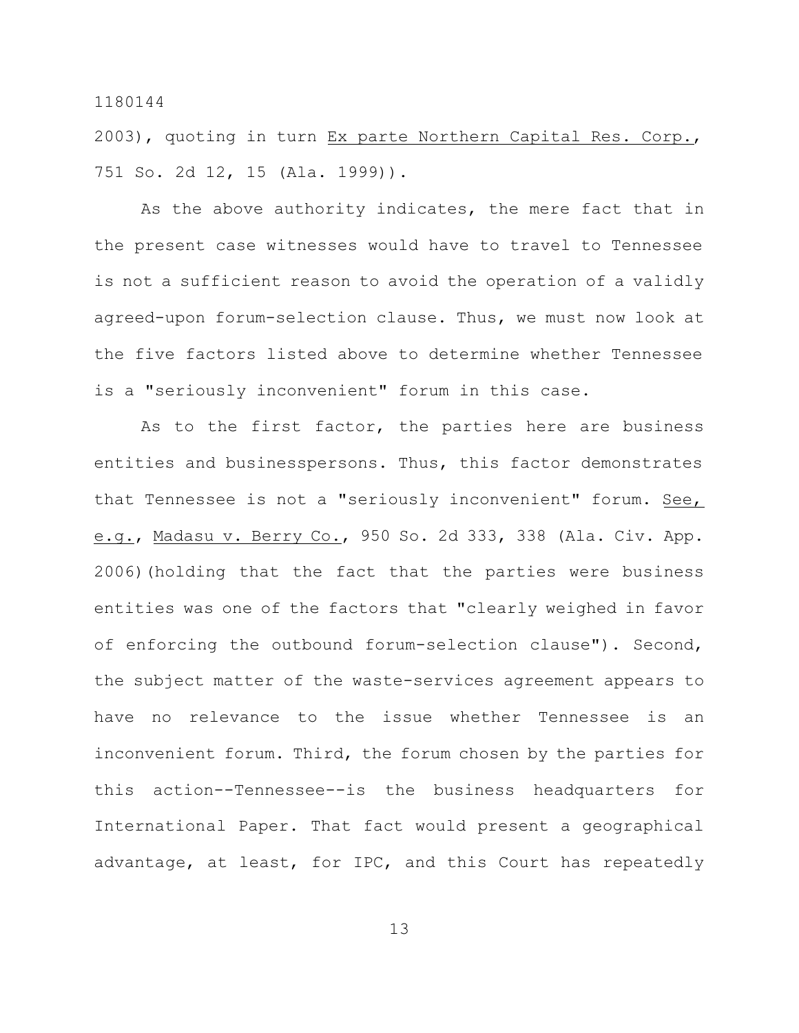2003), quoting in turn Ex parte Northern Capital Res. Corp., 751 So. 2d 12, 15 (Ala. 1999)).

As the above authority indicates, the mere fact that in the present case witnesses would have to travel to Tennessee is not a sufficient reason to avoid the operation of a validly agreed-upon forum-selection clause. Thus, we must now look at the five factors listed above to determine whether Tennessee is a "seriously inconvenient" forum in this case.

As to the first factor, the parties here are business entities and businesspersons. Thus, this factor demonstrates that Tennessee is not a "seriously inconvenient" forum. See, e.g., Madasu v. Berry Co., 950 So. 2d 333, 338 (Ala. Civ. App. 2006)(holding that the fact that the parties were business entities was one of the factors that "clearly weighed in favor of enforcing the outbound forum-selection clause"). Second, the subject matter of the waste-services agreement appears to have no relevance to the issue whether Tennessee is an inconvenient forum. Third, the forum chosen by the parties for this action--Tennessee--is the business headquarters for International Paper. That fact would present a geographical advantage, at least, for IPC, and this Court has repeatedly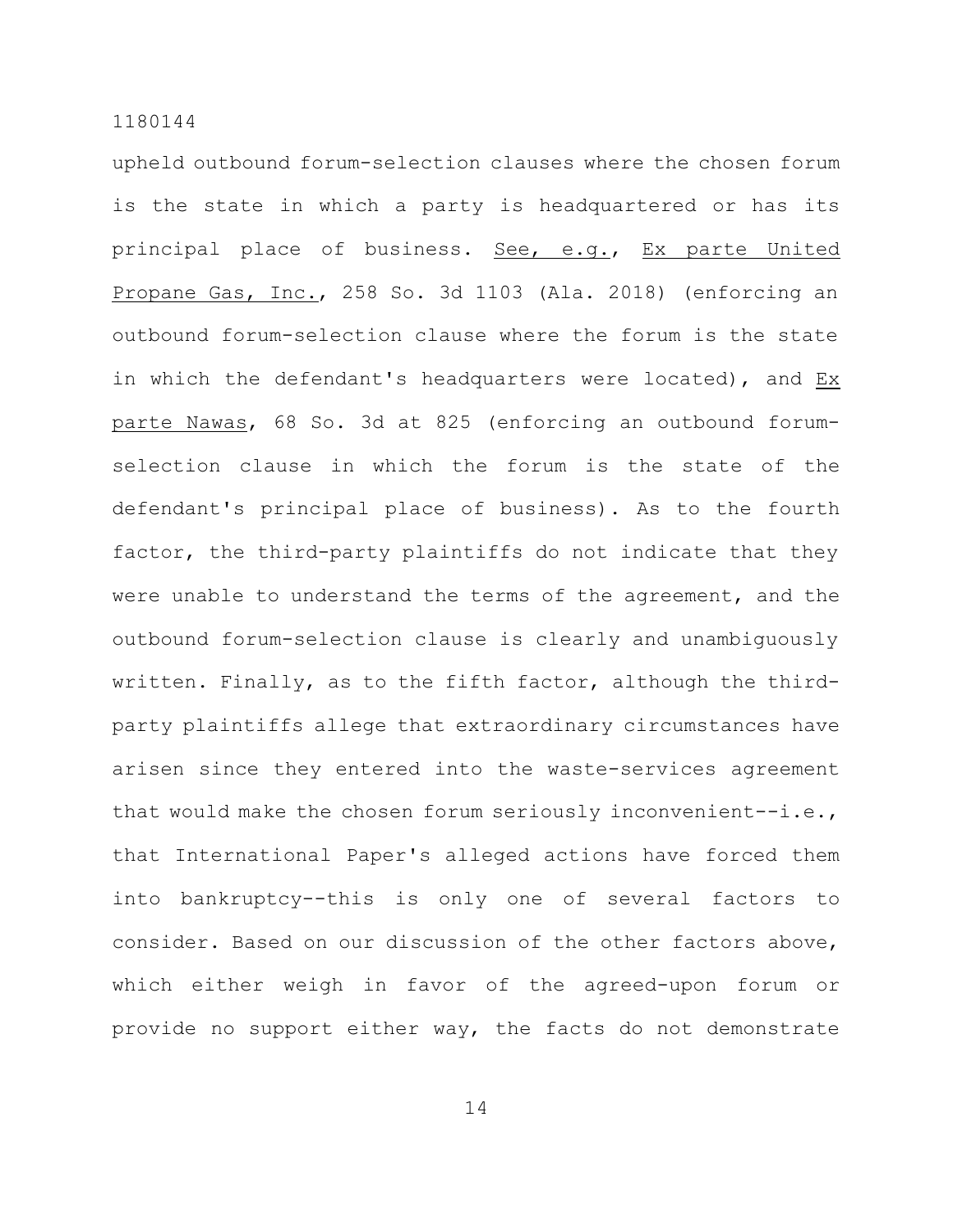upheld outbound forum-selection clauses where the chosen forum is the state in which a party is headquartered or has its principal place of business. See, e.g., Ex parte United Propane Gas, Inc., 258 So. 3d 1103 (Ala. 2018) (enforcing an outbound forum-selection clause where the forum is the state in which the defendant's headquarters were located), and Ex parte Nawas, 68 So. 3d at 825 (enforcing an outbound forum-selection clause in which the forum is the state of the defendant's principal place of business). As to the fourth factor, the third-party plaintiffs do not indicate that they were unable to understand the terms of the agreement, and the outbound forum-selection clause is clearly and unambiguously written. Finally, as to the fifth factor, although the third-party plaintiffs allege that extraordinary circumstances have arisen since they entered into the waste-services agreement that would make the chosen forum seriously inconvenient--i.e., that International Paper's alleged actions have forced them into bankruptcy--this is only one of several factors to consider. Based on our discussion of the other factors above, which either weigh in favor of the agreed-upon forum or provide no support either way, the facts do not demonstrate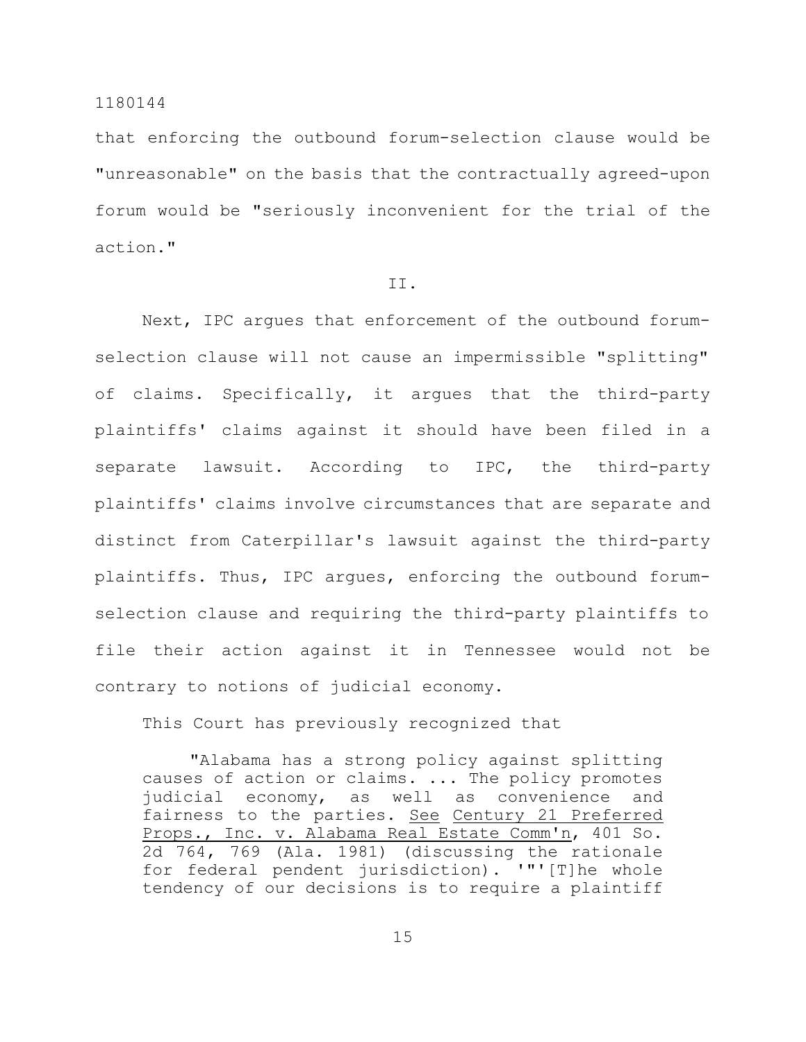that enforcing the outbound forum-selection clause would be "unreasonable" on the basis that the contractually agreed-upon forum would be "seriously inconvenient for the trial of the action."

II.

Next, IPC argues that enforcement of the outbound forum-selection clause will not cause an impermissible "splitting" of claims. Specifically, it argues that the third-party plaintiffs' claims against it should have been filed in a separate lawsuit. According to IPC, the third-party plaintiffs' claims involve circumstances that are separate and distinct from Caterpillar's lawsuit against the third-party plaintiffs. Thus, IPC argues, enforcing the outbound forum-selection clause and requiring the third-party plaintiffs to file their action against it in Tennessee would not be contrary to notions of judicial economy.

This Court has previously recognized that

> "Alabama has a strong policy against splitting causes of action or claims. ... The policy promotes judicial economy, as well as convenience and fairness to the parties. See Century 21 Preferred Props., Inc. v. Alabama Real Estate Comm'n, 401 So. 2d 764, 769 (Ala. 1981) (discussing the rationale for federal pendent jurisdiction). '"'[T]he whole tendency of our decisions is to require a plaintiff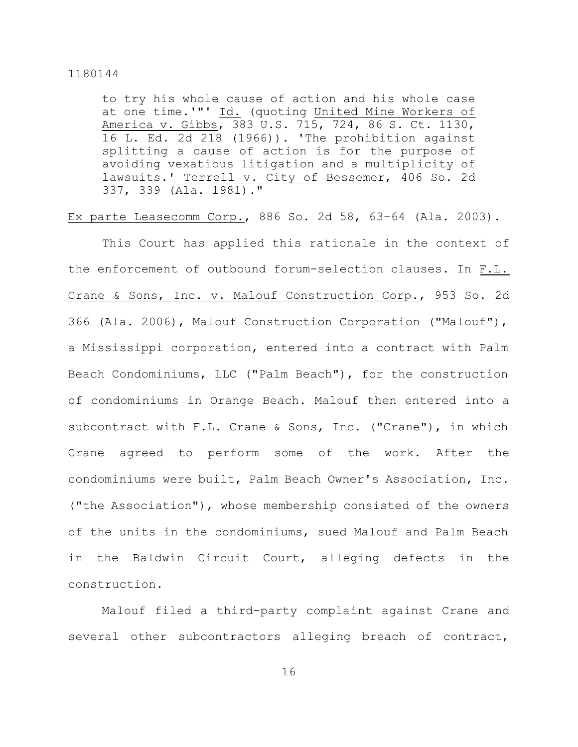> to try his whole cause of action and his whole case at one time.'"' Id. (quoting United Mine Workers of America v. Gibbs, 383 U.S. 715, 724, 86 S. Ct. 1130, 16 L. Ed. 2d 218 (1966)). 'The prohibition against splitting a cause of action is for the purpose of avoiding vexatious litigation and a multiplicity of lawsuits.' Terrell v. City of Bessemer, 406 So. 2d 337, 339 (Ala. 1981)."

Ex parte Leasecomm Corp., 886 So. 2d 58, 63–64 (Ala. 2003).

This Court has applied this rationale in the context of the enforcement of outbound forum-selection clauses. In F.L. Crane & Sons, Inc. v. Malouf Construction Corp., 953 So. 2d 366 (Ala. 2006), Malouf Construction Corporation ("Malouf"), a Mississippi corporation, entered into a contract with Palm Beach Condominiums, LLC ("Palm Beach"), for the construction of condominiums in Orange Beach. Malouf then entered into a subcontract with F.L. Crane & Sons, Inc. ("Crane"), in which Crane agreed to perform some of the work. After the condominiums were built, Palm Beach Owner's Association, Inc. ("the Association"), whose membership consisted of the owners of the units in the condominiums, sued Malouf and Palm Beach in the Baldwin Circuit Court, alleging defects in the construction.

Malouf filed a third-party complaint against Crane and several other subcontractors alleging breach of contract,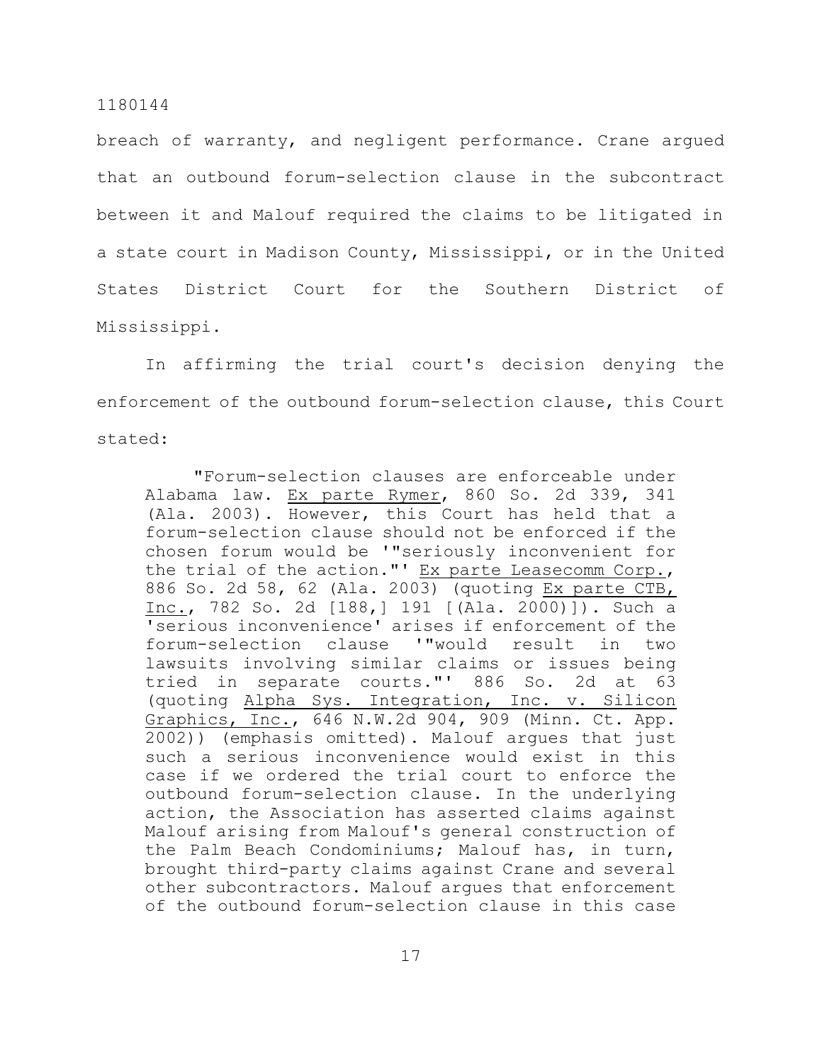breach of warranty, and negligent performance. Crane argued that an outbound forum-selection clause in the subcontract between it and Malouf required the claims to be litigated in a state court in Madison County, Mississippi, or in the United States District Court for the Southern District of Mississippi.

In affirming the trial court's decision denying the enforcement of the outbound forum-selection clause, this Court stated:

> "Forum-selection clauses are enforceable under Alabama law. Ex parte Rymer, 860 So. 2d 339, 341 (Ala. 2003). However, this Court has held that a forum-selection clause should not be enforced if the chosen forum would be '"seriously inconvenient for the trial of the action."' Ex parte Leasecomm Corp., 886 So. 2d 58, 62 (Ala. 2003) (quoting Ex parte CTB, Inc., 782 So. 2d [188,] 191 [(Ala. 2000)]). Such a 'serious inconvenience' arises if enforcement of the forum-selection clause '"would result in two lawsuits involving similar claims or issues being tried in separate courts."' 886 So. 2d at 63 (quoting Alpha Sys. Integration, Inc. v. Silicon Graphics, Inc., 646 N.W.2d 904, 909 (Minn. Ct. App. 2002)) (emphasis omitted). Malouf argues that just such a serious inconvenience would exist in this case if we ordered the trial court to enforce the outbound forum-selection clause. In the underlying action, the Association has asserted claims against Malouf arising from Malouf's general construction of the Palm Beach Condominiums; Malouf has, in turn, brought third-party claims against Crane and several other subcontractors. Malouf argues that enforcement of the outbound forum-selection clause in this case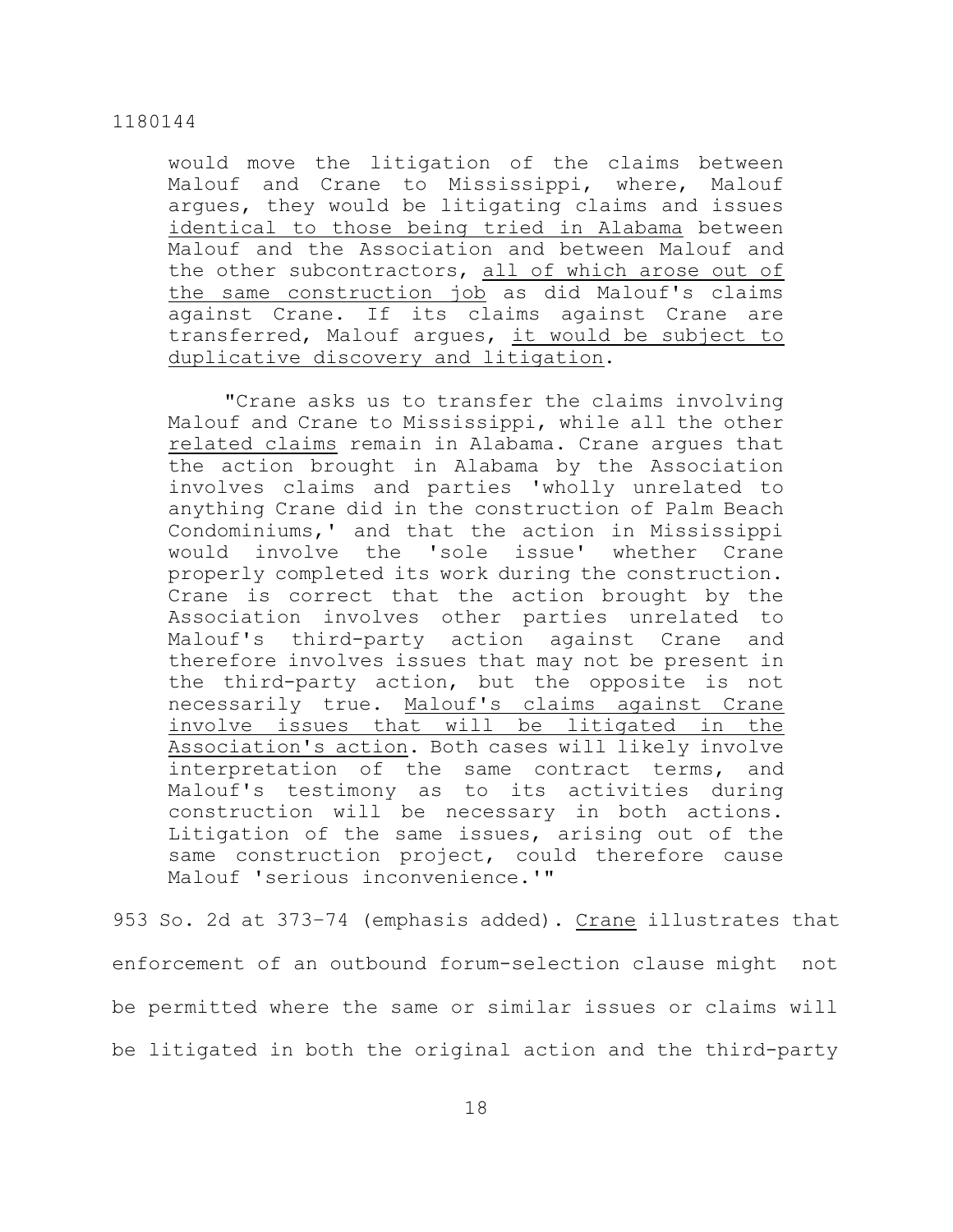> would move the litigation of the claims between Malouf and Crane to Mississippi, where, Malouf argues, they would be litigating claims and issues <u>identical to those being tried in Alabama</u> between Malouf and the Association and between Malouf and the other subcontractors, <u>all of which arose out of the same construction job</u> as did Malouf's claims against Crane. If its claims against Crane are transferred, Malouf argues, <u>it would be subject to duplicative discovery and litigation</u>.
>
> "Crane asks us to transfer the claims involving Malouf and Crane to Mississippi, while all the other <u>related claims</u> remain in Alabama. Crane argues that the action brought in Alabama by the Association involves claims and parties 'wholly unrelated to anything Crane did in the construction of Palm Beach Condominiums,' and that the action in Mississippi would involve the 'sole issue' whether Crane properly completed its work during the construction. Crane is correct that the action brought by the Association involves other parties unrelated to Malouf's third-party action against Crane and therefore involves issues that may not be present in the third-party action, but the opposite is not necessarily true. <u>Malouf's claims against Crane involve issues that will be litigated in the Association's action</u>. Both cases will likely involve interpretation of the same contract terms, and Malouf's testimony as to its activities during construction will be necessary in both actions. Litigation of the same issues, arising out of the same construction project, could therefore cause Malouf 'serious inconvenience.'"

953 So. 2d at 373–74 (emphasis added). <u>Crane</u> illustrates that enforcement of an outbound forum-selection clause might not be permitted where the same or similar issues or claims will be litigated in both the original action and the third-party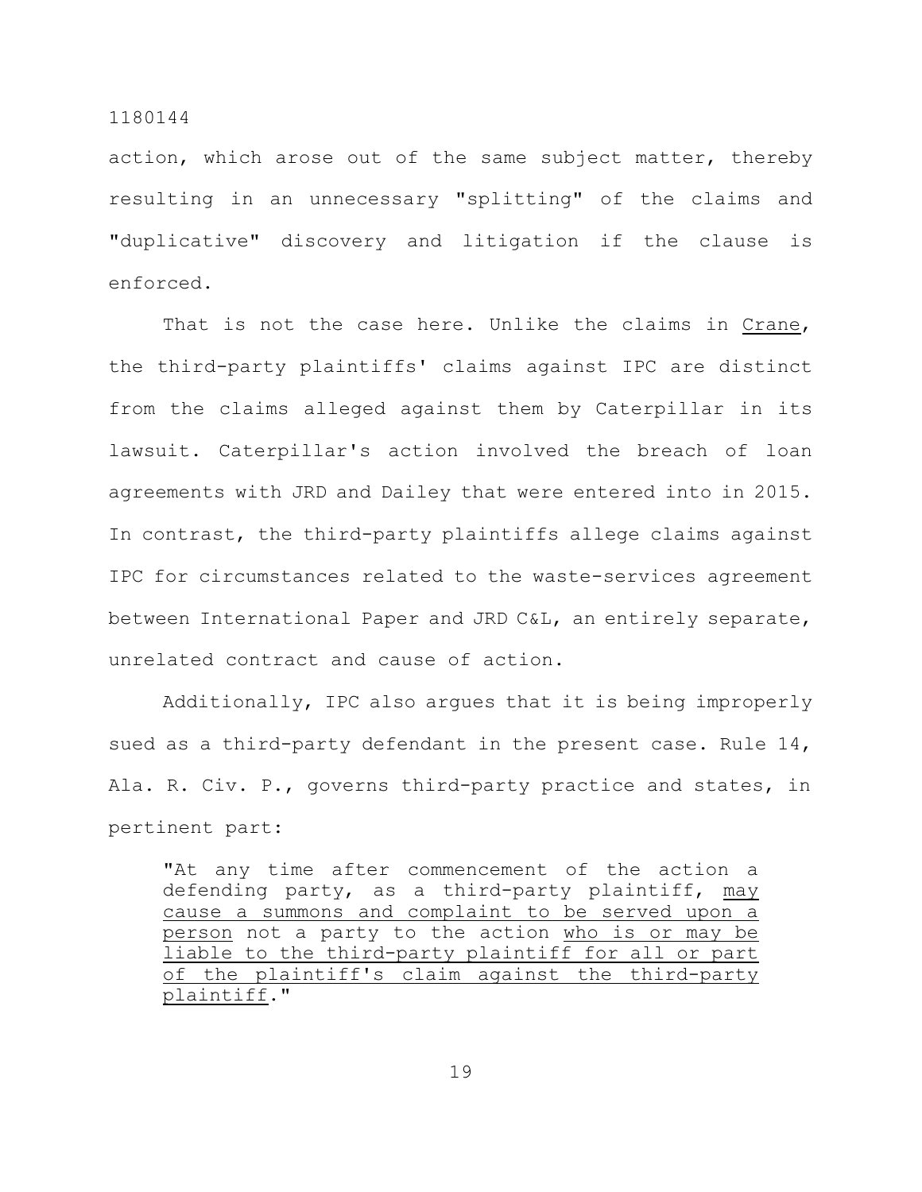action, which arose out of the same subject matter, thereby resulting in an unnecessary "splitting" of the claims and "duplicative" discovery and litigation if the clause is enforced.

That is not the case here. Unlike the claims in Crane, the third-party plaintiffs' claims against IPC are distinct from the claims alleged against them by Caterpillar in its lawsuit. Caterpillar's action involved the breach of loan agreements with JRD and Dailey that were entered into in 2015. In contrast, the third-party plaintiffs allege claims against IPC for circumstances related to the waste-services agreement between International Paper and JRD C&L, an entirely separate, unrelated contract and cause of action.

Additionally, IPC also argues that it is being improperly sued as a third-party defendant in the present case. Rule 14, Ala. R. Civ. P., governs third-party practice and states, in pertinent part:

> "At any time after commencement of the action a defending party, as a third-party plaintiff, may cause a summons and complaint to be served upon a person not a party to the action who is or may be liable to the third-party plaintiff for all or part of the plaintiff's claim against the third-party plaintiff."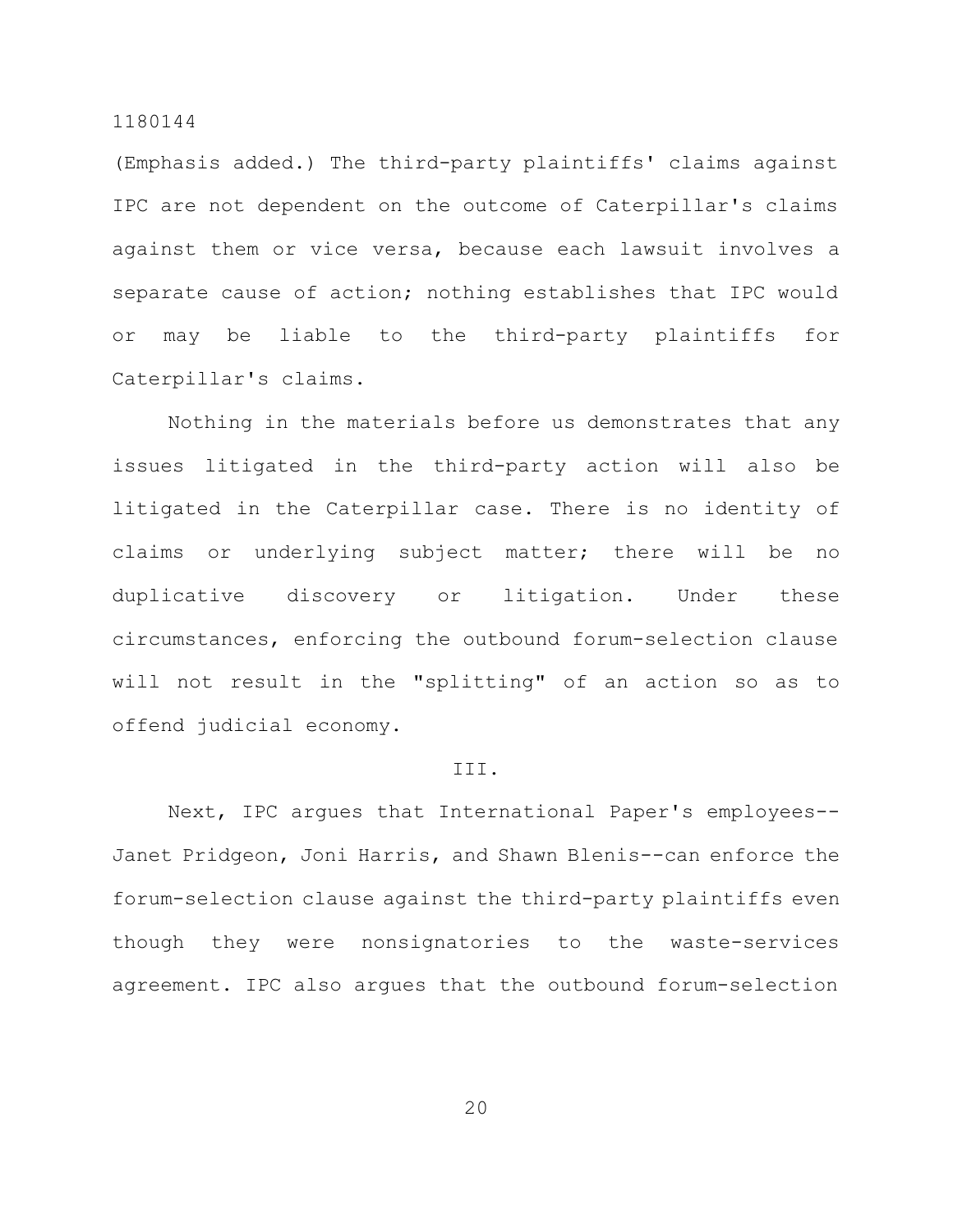(Emphasis added.) The third-party plaintiffs' claims against IPC are not dependent on the outcome of Caterpillar's claims against them or vice versa, because each lawsuit involves a separate cause of action; nothing establishes that IPC would or may be liable to the third-party plaintiffs for Caterpillar's claims.

Nothing in the materials before us demonstrates that any issues litigated in the third-party action will also be litigated in the Caterpillar case. There is no identity of claims or underlying subject matter; there will be no duplicative discovery or litigation. Under these circumstances, enforcing the outbound forum-selection clause will not result in the "splitting" of an action so as to offend judicial economy.

## III.

Next, IPC argues that International Paper's employees--Janet Pridgeon, Joni Harris, and Shawn Blenis--can enforce the forum-selection clause against the third-party plaintiffs even though they were nonsignatories to the waste-services agreement. IPC also argues that the outbound forum-selection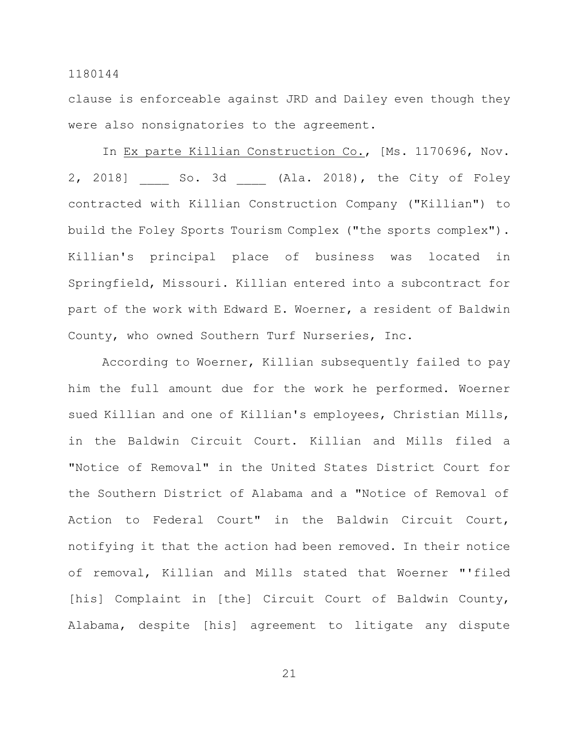clause is enforceable against JRD and Dailey even though they were also nonsignatories to the agreement.

In _Ex parte Killian Construction Co._, [Ms. 1170696, Nov. 2, 2018] ____ So. 3d ____ (Ala. 2018), the City of Foley contracted with Killian Construction Company ("Killian") to build the Foley Sports Tourism Complex ("the sports complex"). Killian's principal place of business was located in Springfield, Missouri. Killian entered into a subcontract for part of the work with Edward E. Woerner, a resident of Baldwin County, who owned Southern Turf Nurseries, Inc.

According to Woerner, Killian subsequently failed to pay him the full amount due for the work he performed. Woerner sued Killian and one of Killian's employees, Christian Mills, in the Baldwin Circuit Court. Killian and Mills filed a "Notice of Removal" in the United States District Court for the Southern District of Alabama and a "Notice of Removal of Action to Federal Court" in the Baldwin Circuit Court, notifying it that the action had been removed. In their notice of removal, Killian and Mills stated that Woerner "'filed [his] Complaint in [the] Circuit Court of Baldwin County, Alabama, despite [his] agreement to litigate any dispute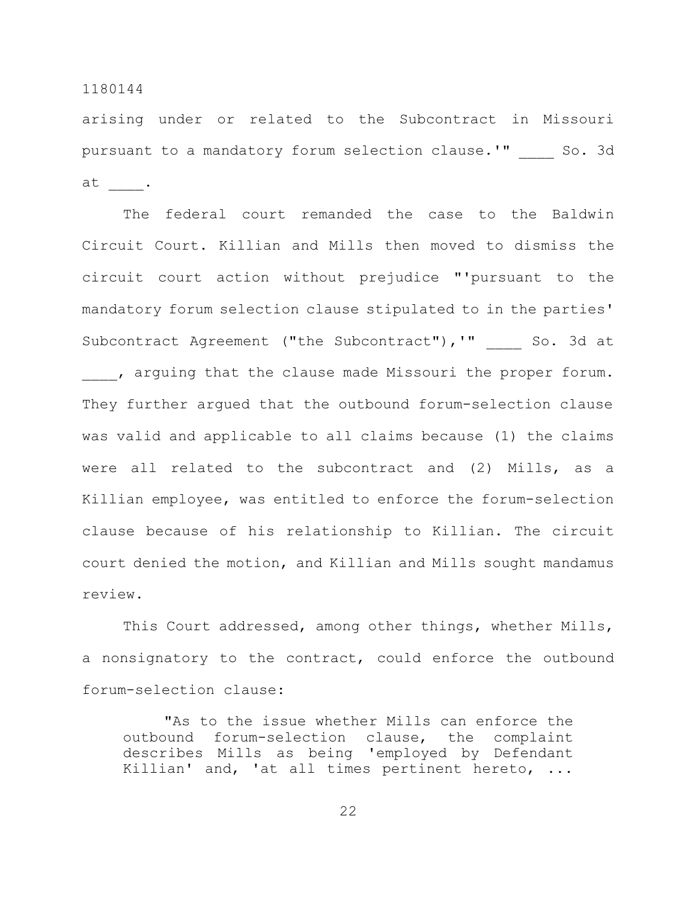arising under or related to the Subcontract in Missouri pursuant to a mandatory forum selection clause.'" ____ So. 3d at ____.

The federal court remanded the case to the Baldwin Circuit Court. Killian and Mills then moved to dismiss the circuit court action without prejudice "'pursuant to the mandatory forum selection clause stipulated to in the parties' Subcontract Agreement ("the Subcontract"),'" ____ So. 3d at ____, arguing that the clause made Missouri the proper forum. They further argued that the outbound forum-selection clause was valid and applicable to all claims because (1) the claims were all related to the subcontract and (2) Mills, as a Killian employee, was entitled to enforce the forum-selection clause because of his relationship to Killian. The circuit court denied the motion, and Killian and Mills sought mandamus review.

This Court addressed, among other things, whether Mills, a nonsignatory to the contract, could enforce the outbound forum-selection clause:

> "As to the issue whether Mills can enforce the outbound forum-selection clause, the complaint describes Mills as being 'employed by Defendant Killian' and, 'at all times pertinent hereto, ...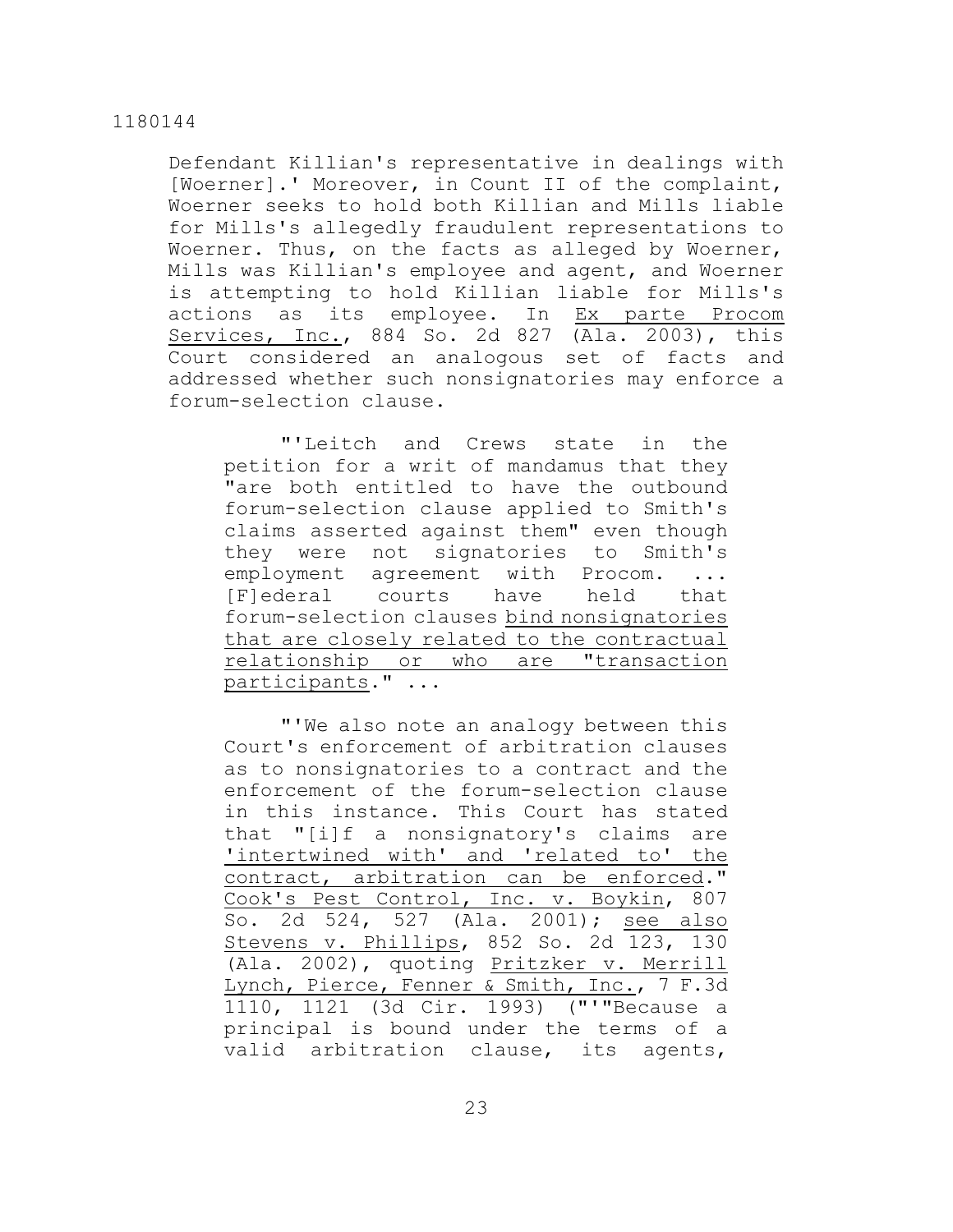Defendant Killian's representative in dealings with [Woerner].' Moreover, in Count II of the complaint, Woerner seeks to hold both Killian and Mills liable for Mills's allegedly fraudulent representations to Woerner. Thus, on the facts as alleged by Woerner, Mills was Killian's employee and agent, and Woerner is attempting to hold Killian liable for Mills's actions as its employee. In Ex parte Procom Services, Inc., 884 So. 2d 827 (Ala. 2003), this Court considered an analogous set of facts and addressed whether such nonsignatories may enforce a forum-selection clause.

> "'Leitch and Crews state in the petition for a writ of mandamus that they "are both entitled to have the outbound forum-selection clause applied to Smith's claims asserted against them" even though they were not signatories to Smith's employment agreement with Procom. ... [F]ederal courts have held that forum-selection clauses <u>bind nonsignatories that are closely related to the contractual relationship or who are "transaction participants</u>." ...
>
> "'We also note an analogy between this Court's enforcement of arbitration clauses as to nonsignatories to a contract and the enforcement of the forum-selection clause in this instance. This Court has stated that "[i]f a nonsignatory's claims are <u>'intertwined with' and 'related to' the contract, arbitration can be enforced</u>." Cook's Pest Control, Inc. v. Boykin, 807 So. 2d 524, 527 (Ala. 2001); see also Stevens v. Phillips, 852 So. 2d 123, 130 (Ala. 2002), quoting Pritzker v. Merrill Lynch, Pierce, Fenner & Smith, Inc., 7 F.3d 1110, 1121 (3d Cir. 1993) ("'"Because a principal is bound under the terms of a valid arbitration clause, its agents,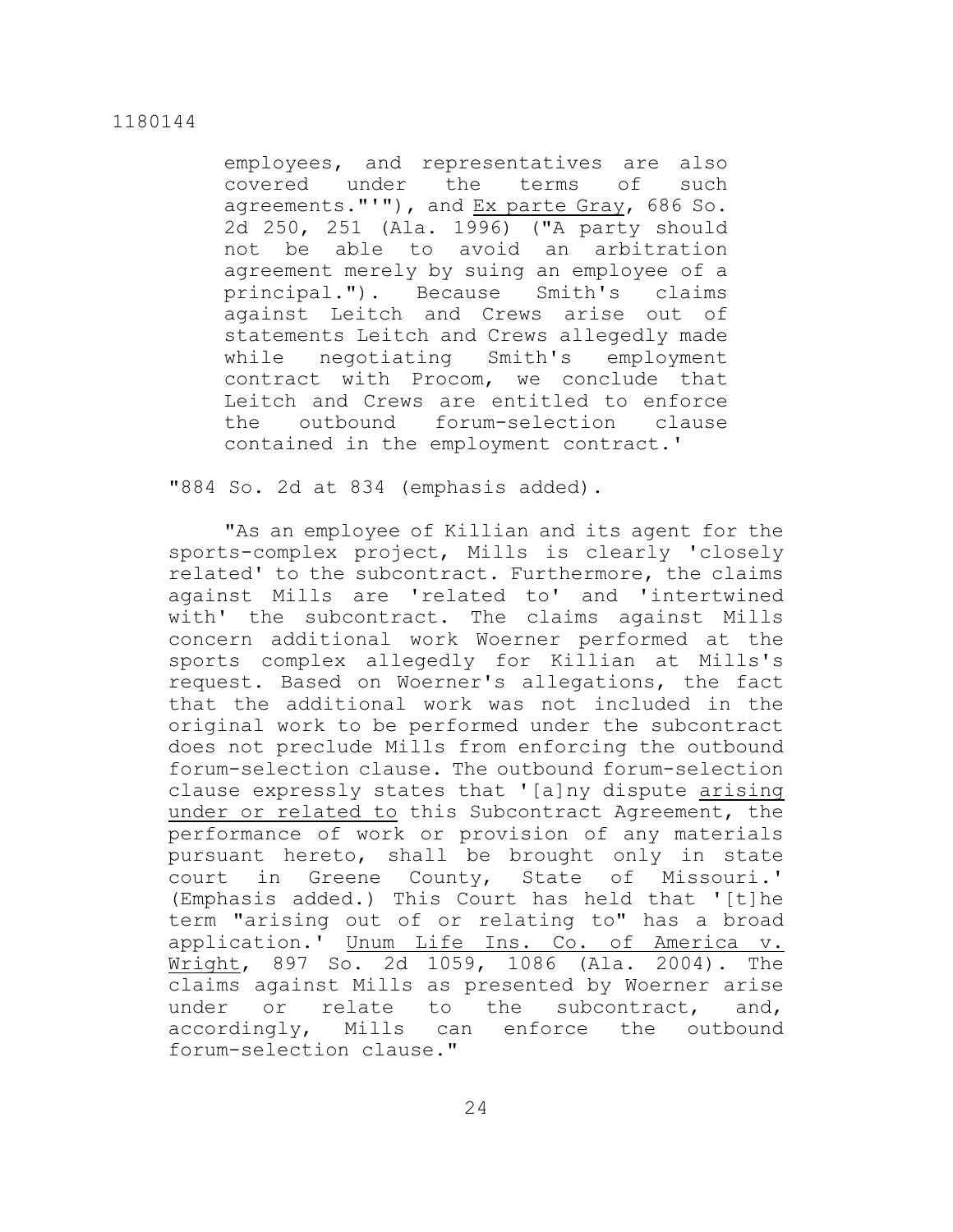> employees, and representatives are also covered under the terms of such agreements."'"), and Ex parte Gray, 686 So. 2d 250, 251 (Ala. 1996) ("A party should not be able to avoid an arbitration agreement merely by suing an employee of a principal."). Because Smith's claims against Leitch and Crews arise out of statements Leitch and Crews allegedly made while negotiating Smith's employment contract with Procom, we conclude that Leitch and Crews are entitled to enforce the outbound forum-selection clause contained in the employment contract.'

"884 So. 2d at 834 (emphasis added).

"As an employee of Killian and its agent for the sports-complex project, Mills is clearly 'closely related' to the subcontract. Furthermore, the claims against Mills are 'related to' and 'intertwined with' the subcontract. The claims against Mills concern additional work Woerner performed at the sports complex allegedly for Killian at Mills's request. Based on Woerner's allegations, the fact that the additional work was not included in the original work to be performed under the subcontract does not preclude Mills from enforcing the outbound forum-selection clause. The outbound forum-selection clause expressly states that '[a]ny dispute arising under or related to this Subcontract Agreement, the performance of work or provision of any materials pursuant hereto, shall be brought only in state court in Greene County, State of Missouri.' (Emphasis added.) This Court has held that '[t]he term "arising out of or relating to" has a broad application.' Unum Life Ins. Co. of America v. Wright, 897 So. 2d 1059, 1086 (Ala. 2004). The claims against Mills as presented by Woerner arise under or relate to the subcontract, and, accordingly, Mills can enforce the outbound forum-selection clause."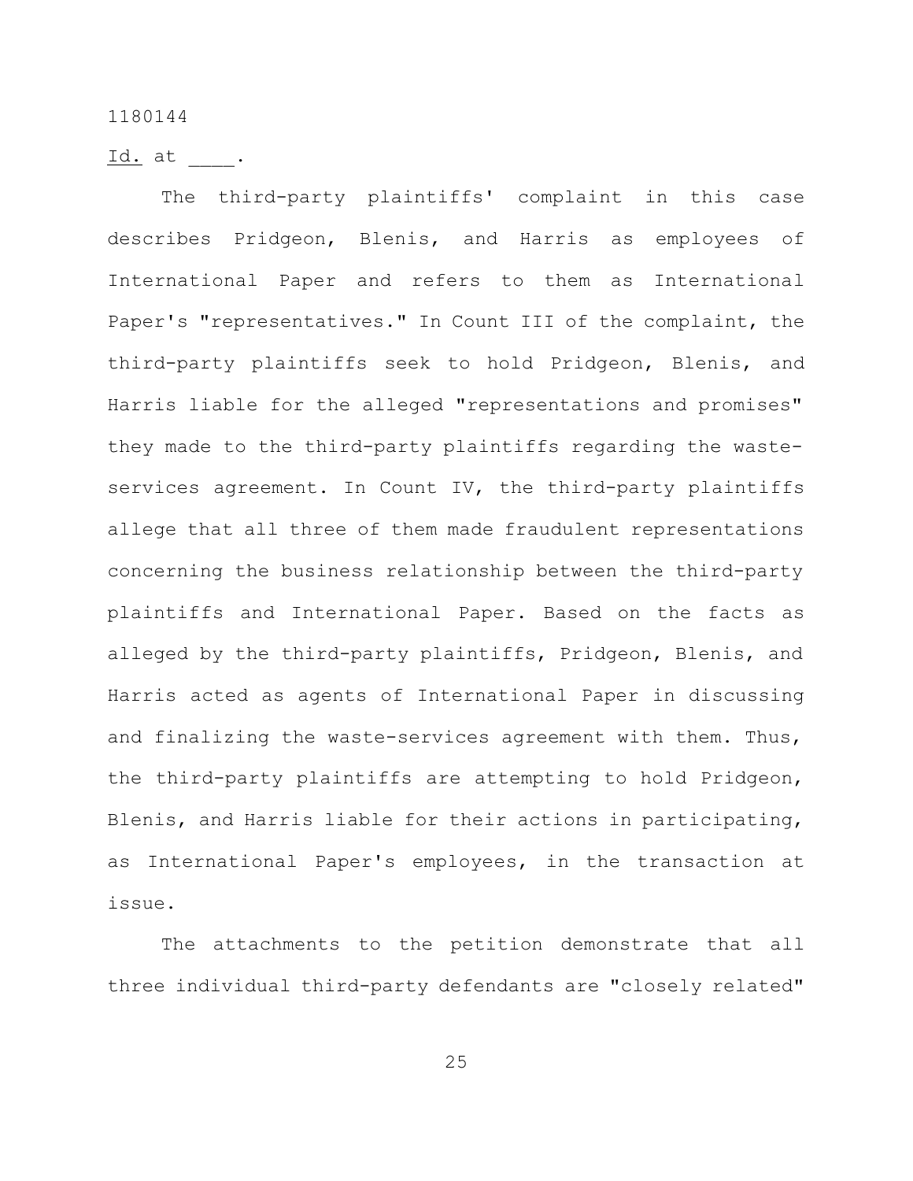_Id._ at ____.

The third-party plaintiffs' complaint in this case describes Pridgeon, Blenis, and Harris as employees of International Paper and refers to them as International Paper's "representatives." In Count III of the complaint, the third-party plaintiffs seek to hold Pridgeon, Blenis, and Harris liable for the alleged "representations and promises" they made to the third-party plaintiffs regarding the waste-services agreement. In Count IV, the third-party plaintiffs allege that all three of them made fraudulent representations concerning the business relationship between the third-party plaintiffs and International Paper. Based on the facts as alleged by the third-party plaintiffs, Pridgeon, Blenis, and Harris acted as agents of International Paper in discussing and finalizing the waste-services agreement with them. Thus, the third-party plaintiffs are attempting to hold Pridgeon, Blenis, and Harris liable for their actions in participating, as International Paper's employees, in the transaction at issue.

The attachments to the petition demonstrate that all three individual third-party defendants are "closely related"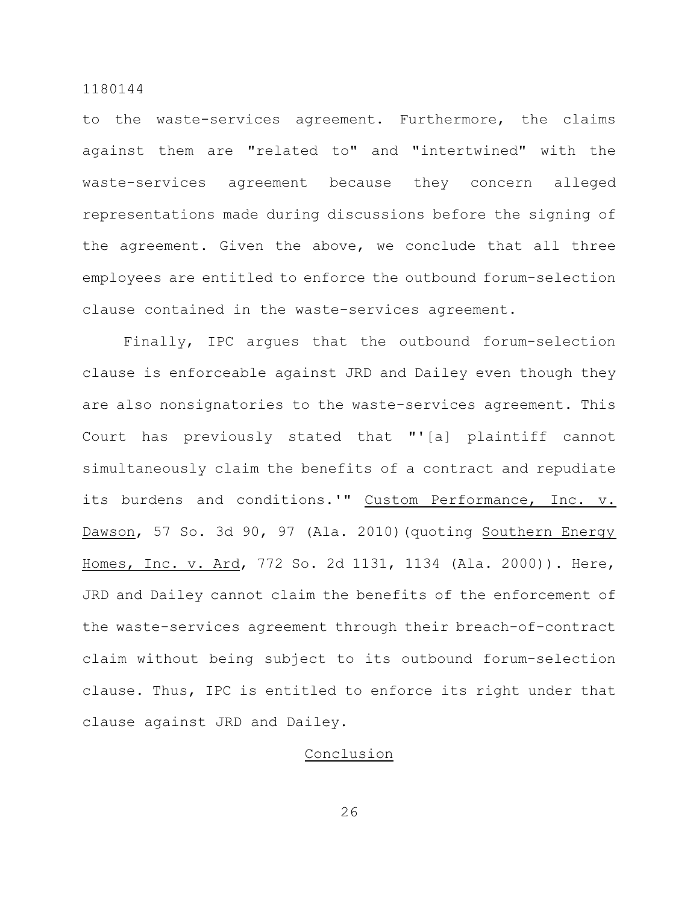to the waste-services agreement. Furthermore, the claims against them are "related to" and "intertwined" with the waste-services agreement because they concern alleged representations made during discussions before the signing of the agreement. Given the above, we conclude that all three employees are entitled to enforce the outbound forum-selection clause contained in the waste-services agreement.

Finally, IPC argues that the outbound forum-selection clause is enforceable against JRD and Dailey even though they are also nonsignatories to the waste-services agreement. This Court has previously stated that "'[a] plaintiff cannot simultaneously claim the benefits of a contract and repudiate its burdens and conditions.'" Custom Performance, Inc. v. Dawson, 57 So. 3d 90, 97 (Ala. 2010)(quoting Southern Energy Homes, Inc. v. Ard, 772 So. 2d 1131, 1134 (Ala. 2000)). Here, JRD and Dailey cannot claim the benefits of the enforcement of the waste-services agreement through their breach-of-contract claim without being subject to its outbound forum-selection clause. Thus, IPC is entitled to enforce its right under that clause against JRD and Dailey.

## Conclusion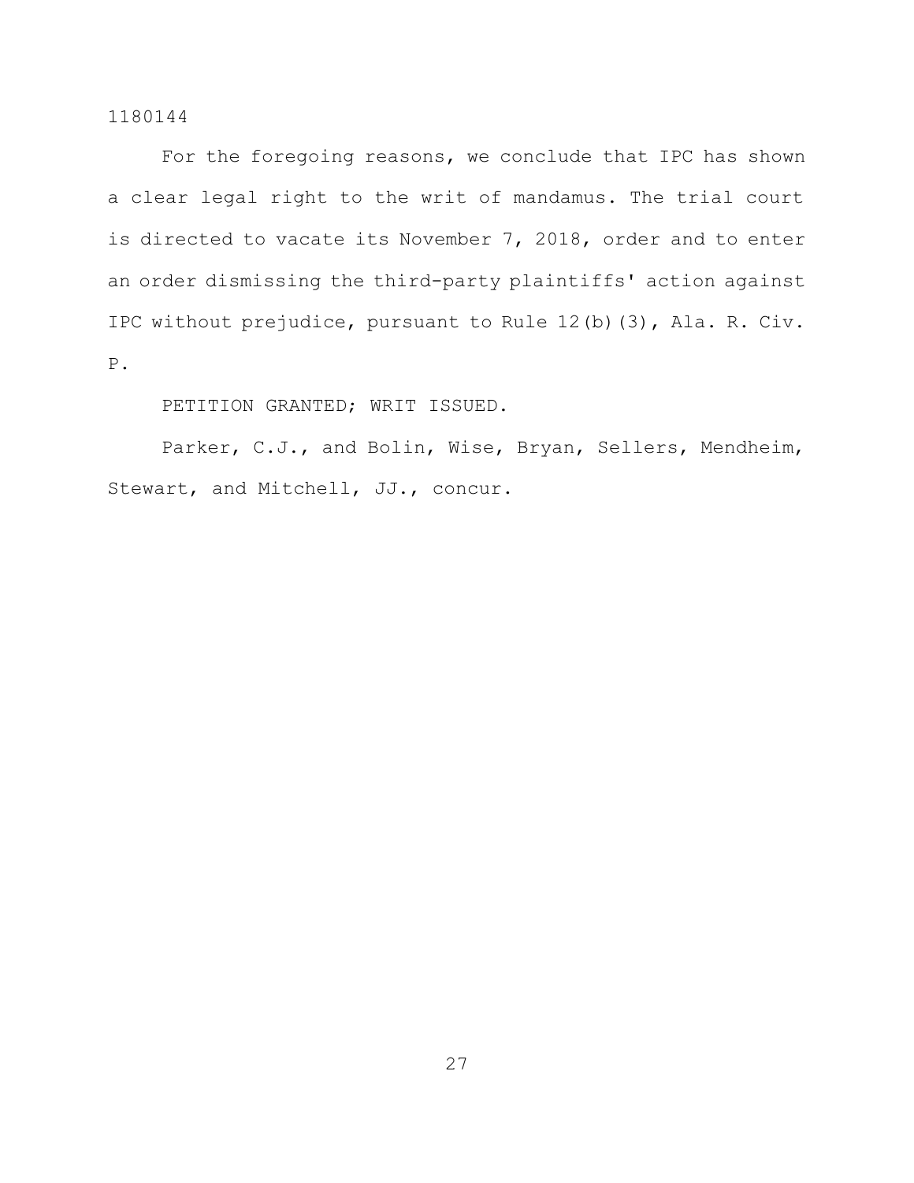For the foregoing reasons, we conclude that IPC has shown a clear legal right to the writ of mandamus. The trial court is directed to vacate its November 7, 2018, order and to enter an order dismissing the third-party plaintiffs' action against IPC without prejudice, pursuant to Rule 12(b)(3), Ala. R. Civ. P.

PETITION GRANTED; WRIT ISSUED.

Parker, C.J., and Bolin, Wise, Bryan, Sellers, Mendheim, Stewart, and Mitchell, JJ., concur.